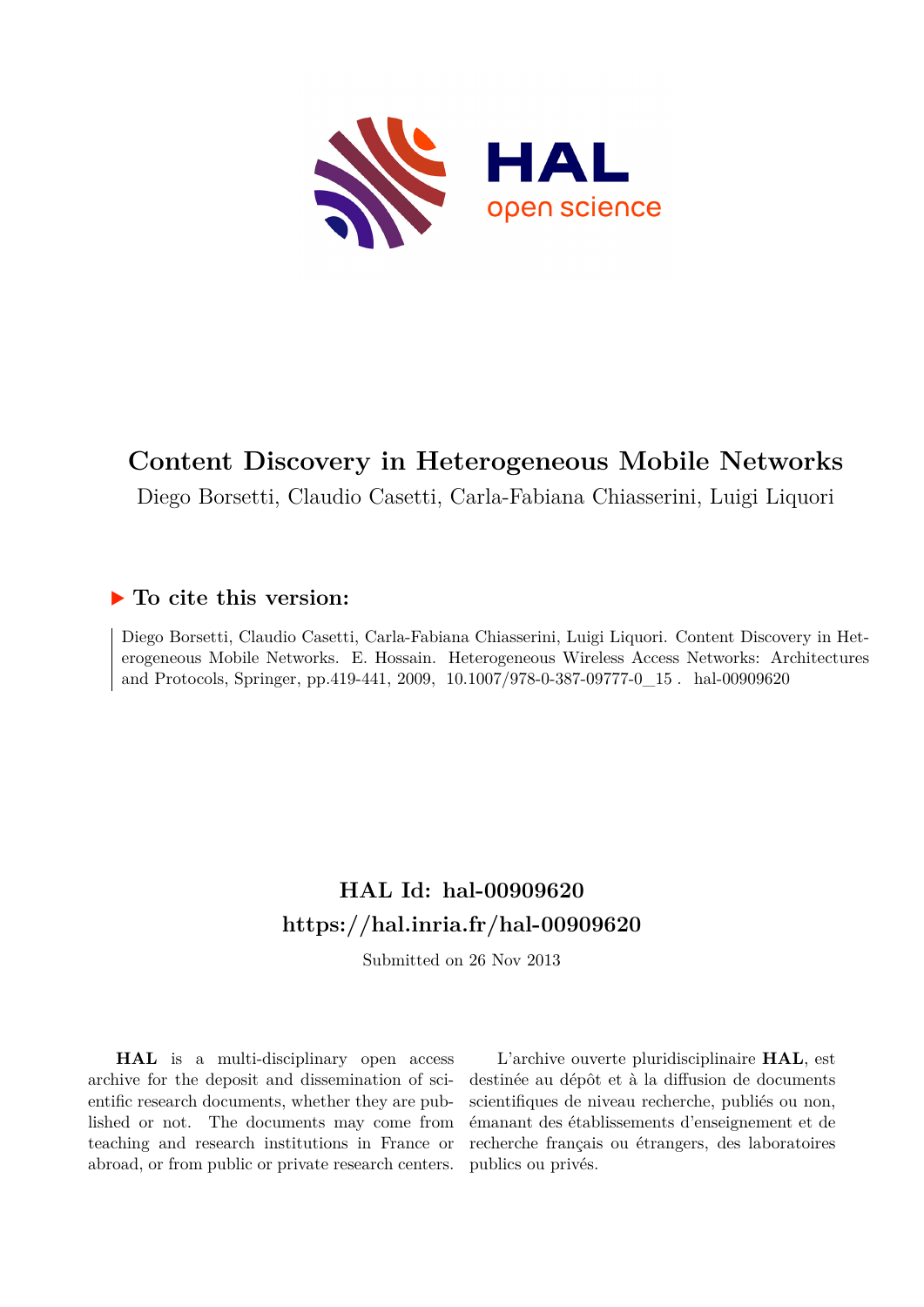# Content Discovery in Heterogeneous Mobile Networks

Diego Borsetti, Claudio Casetti, Carla-Fabiana Chiasserini, Luigi Liquori

## ▶ To cite this version:

Diego Borsetti, Claudio Casetti, Carla-Fabiana Chiasserini, Luigi Liquori. Content Discovery in Heterogeneous Mobile Networks. E. Hossain. Heterogeneous Wireless Access Networks: Architectures and Protocols, Springer, pp.419-441, 2009, 10.1007/978-0-387-09777-0_15 . hal-00909620

## HAL Id: hal-00909620
## https://hal.inria.fr/hal-00909620

Submitted on 26 Nov 2013

**HAL** is a multi-disciplinary open access archive for the deposit and dissemination of scientific research documents, whether they are published or not. The documents may come from teaching and research institutions in France or abroad, or from public or private research centers.

L'archive ouverte pluridisciplinaire **HAL**, est destinée au dépôt et à la diffusion de documents scientifiques de niveau recherche, publiés ou non, émanant des établissements d'enseignement et de recherche français ou étrangers, des laboratoires publics ou privés.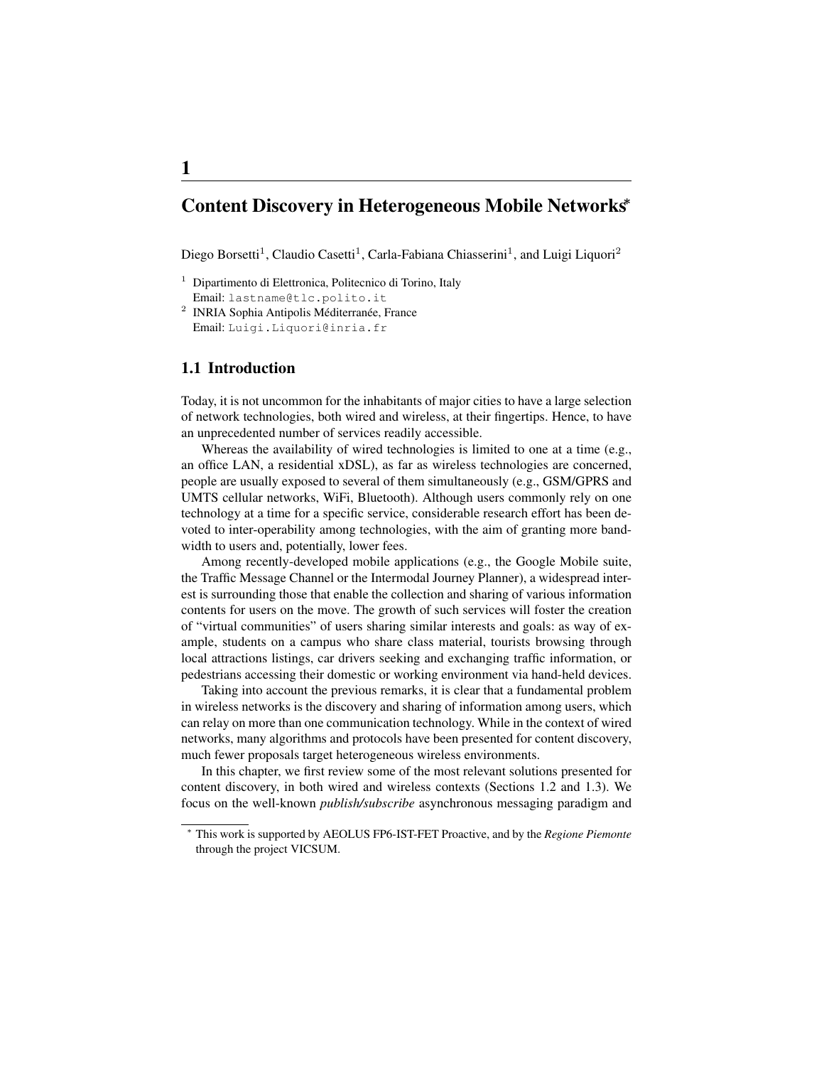# 1

## Content Discovery in Heterogeneous Mobile Networks*

Diego Borsetti[1], Claudio Casetti[1], Carla-Fabiana Chiasserini[1], and Luigi Liquori[2]

[1] Dipartimento di Elettronica, Politecnico di Torino, Italy
Email: lastname@tlc.polito.it

[2] INRIA Sophia Antipolis Méditerranée, France
Email: Luigi.Liquori@inria.fr

### 1.1 Introduction

Today, it is not uncommon for the inhabitants of major cities to have a large selection of network technologies, both wired and wireless, at their fingertips. Hence, to have an unprecedented number of services readily accessible.

Whereas the availability of wired technologies is limited to one at a time (e.g., an office LAN, a residential xDSL), as far as wireless technologies are concerned, people are usually exposed to several of them simultaneously (e.g., GSM/GPRS and UMTS cellular networks, WiFi, Bluetooth). Although users commonly rely on one technology at a time for a specific service, considerable research effort has been devoted to inter-operability among technologies, with the aim of granting more bandwidth to users and, potentially, lower fees.

Among recently-developed mobile applications (e.g., the Google Mobile suite, the Traffic Message Channel or the Intermodal Journey Planner), a widespread interest is surrounding those that enable the collection and sharing of various information contents for users on the move. The growth of such services will foster the creation of "virtual communities" of users sharing similar interests and goals: as way of example, students on a campus who share class material, tourists browsing through local attractions listings, car drivers seeking and exchanging traffic information, or pedestrians accessing their domestic or working environment via hand-held devices.

Taking into account the previous remarks, it is clear that a fundamental problem in wireless networks is the discovery and sharing of information among users, which can relay on more than one communication technology. While in the context of wired networks, many algorithms and protocols have been presented for content discovery, much fewer proposals target heterogeneous wireless environments.

In this chapter, we first review some of the most relevant solutions presented for content discovery, in both wired and wireless contexts (Sections 1.2 and 1.3). We focus on the well-known *publish/subscribe* asynchronous messaging paradigm and

* This work is supported by AEOLUS FP6-IST-FET Proactive, and by the *Regione Piemonte* through the project VICSUM.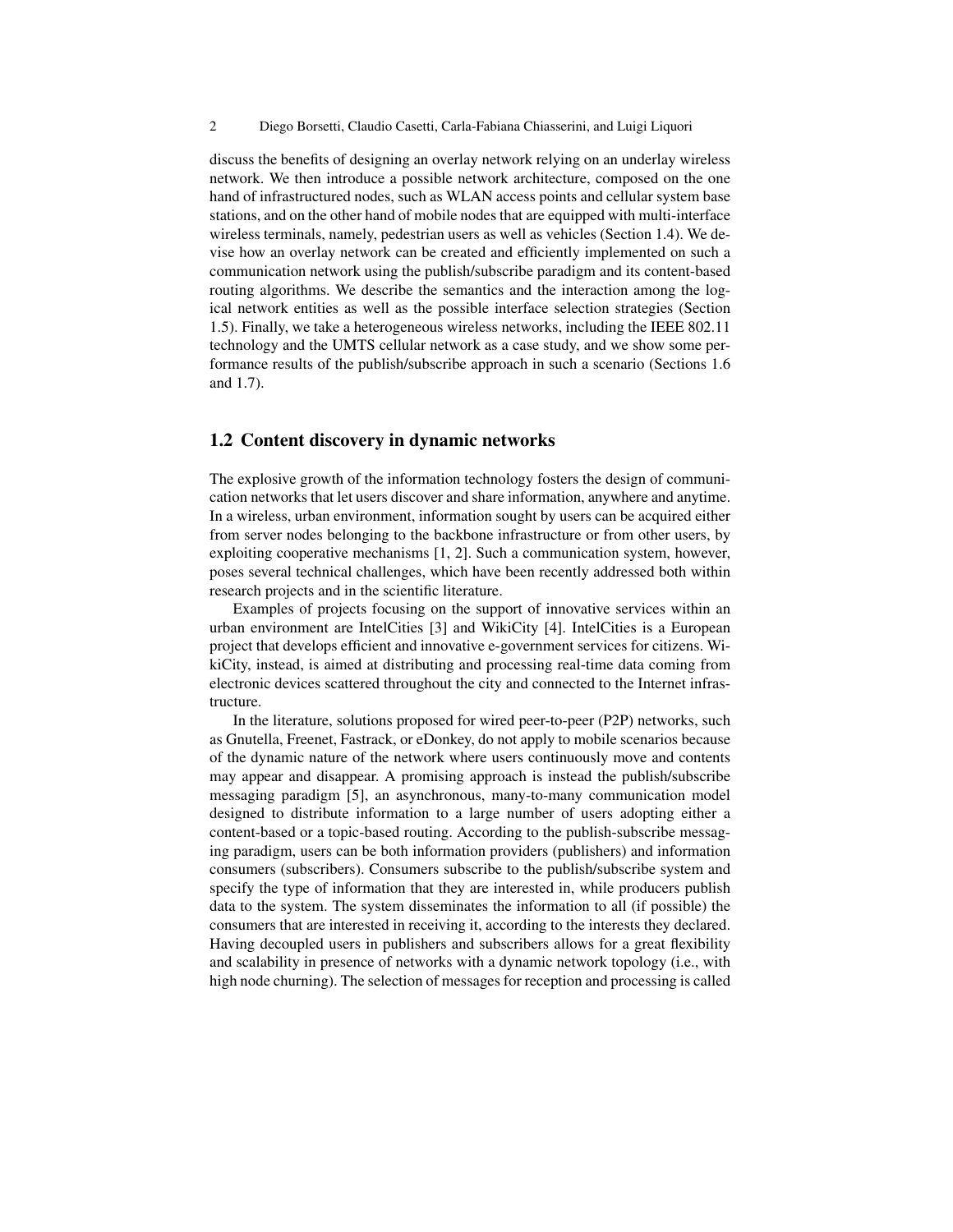discuss the benefits of designing an overlay network relying on an underlay wireless network. We then introduce a possible network architecture, composed on the one hand of infrastructured nodes, such as WLAN access points and cellular system base stations, and on the other hand of mobile nodes that are equipped with multi-interface wireless terminals, namely, pedestrian users as well as vehicles (Section 1.4). We devise how an overlay network can be created and efficiently implemented on such a communication network using the publish/subscribe paradigm and its content-based routing algorithms. We describe the semantics and the interaction among the logical network entities as well as the possible interface selection strategies (Section 1.5). Finally, we take a heterogeneous wireless networks, including the IEEE 802.11 technology and the UMTS cellular network as a case study, and we show some performance results of the publish/subscribe approach in such a scenario (Sections 1.6 and 1.7).

## 1.2 Content discovery in dynamic networks

The explosive growth of the information technology fosters the design of communication networks that let users discover and share information, anywhere and anytime. In a wireless, urban environment, information sought by users can be acquired either from server nodes belonging to the backbone infrastructure or from other users, by exploiting cooperative mechanisms [1, 2]. Such a communication system, however, poses several technical challenges, which have been recently addressed both within research projects and in the scientific literature.

Examples of projects focusing on the support of innovative services within an urban environment are IntelCities [3] and WikiCity [4]. IntelCities is a European project that develops efficient and innovative e-government services for citizens. WikiCity, instead, is aimed at distributing and processing real-time data coming from electronic devices scattered throughout the city and connected to the Internet infrastructure.

In the literature, solutions proposed for wired peer-to-peer (P2P) networks, such as Gnutella, Freenet, Fastrack, or eDonkey, do not apply to mobile scenarios because of the dynamic nature of the network where users continuously move and contents may appear and disappear. A promising approach is instead the publish/subscribe messaging paradigm [5], an asynchronous, many-to-many communication model designed to distribute information to a large number of users adopting either a content-based or a topic-based routing. According to the publish-subscribe messaging paradigm, users can be both information providers (publishers) and information consumers (subscribers). Consumers subscribe to the publish/subscribe system and specify the type of information that they are interested in, while producers publish data to the system. The system disseminates the information to all (if possible) the consumers that are interested in receiving it, according to the interests they declared. Having decoupled users in publishers and subscribers allows for a great flexibility and scalability in presence of networks with a dynamic network topology (i.e., with high node churning). The selection of messages for reception and processing is called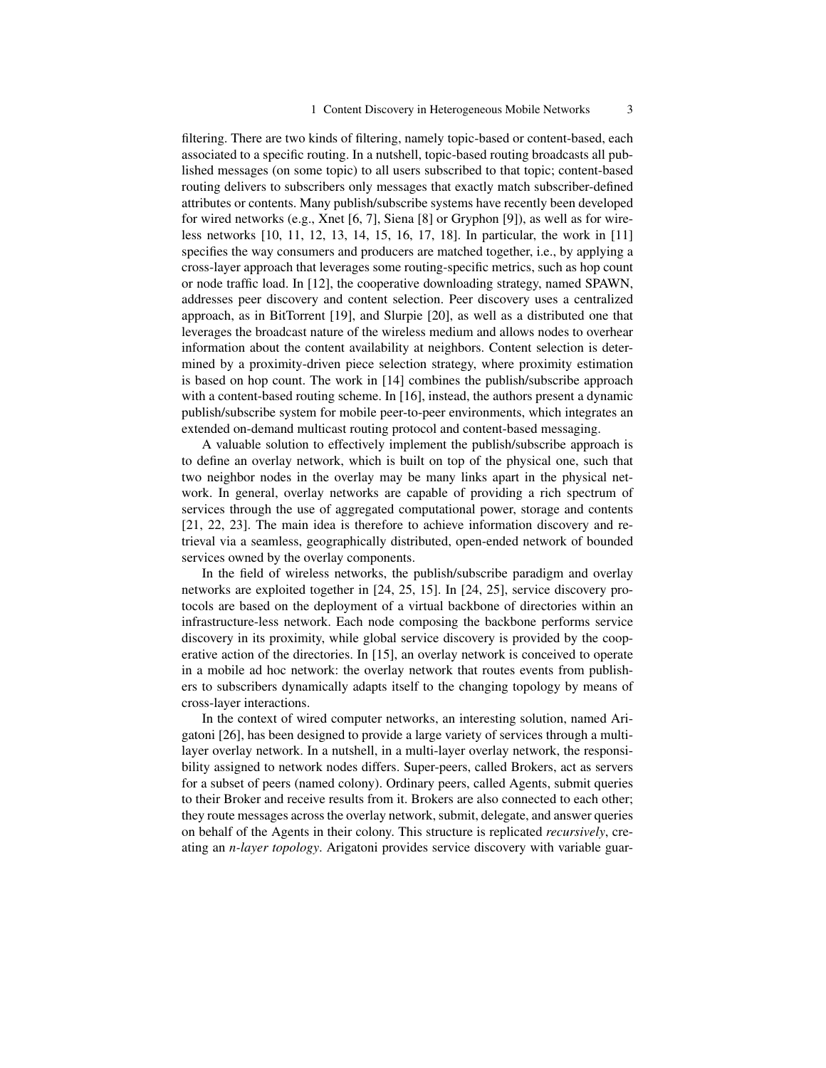filtering. There are two kinds of filtering, namely topic-based or content-based, each associated to a specific routing. In a nutshell, topic-based routing broadcasts all published messages (on some topic) to all users subscribed to that topic; content-based routing delivers to subscribers only messages that exactly match subscriber-defined attributes or contents. Many publish/subscribe systems have recently been developed for wired networks (e.g., Xnet [6, 7], Siena [8] or Gryphon [9]), as well as for wireless networks [10, 11, 12, 13, 14, 15, 16, 17, 18]. In particular, the work in [11] specifies the way consumers and producers are matched together, i.e., by applying a cross-layer approach that leverages some routing-specific metrics, such as hop count or node traffic load. In [12], the cooperative downloading strategy, named SPAWN, addresses peer discovery and content selection. Peer discovery uses a centralized approach, as in BitTorrent [19], and Slurpie [20], as well as a distributed one that leverages the broadcast nature of the wireless medium and allows nodes to overhear information about the content availability at neighbors. Content selection is determined by a proximity-driven piece selection strategy, where proximity estimation is based on hop count. The work in [14] combines the publish/subscribe approach with a content-based routing scheme. In [16], instead, the authors present a dynamic publish/subscribe system for mobile peer-to-peer environments, which integrates an extended on-demand multicast routing protocol and content-based messaging.

A valuable solution to effectively implement the publish/subscribe approach is to define an overlay network, which is built on top of the physical one, such that two neighbor nodes in the overlay may be many links apart in the physical network. In general, overlay networks are capable of providing a rich spectrum of services through the use of aggregated computational power, storage and contents [21, 22, 23]. The main idea is therefore to achieve information discovery and retrieval via a seamless, geographically distributed, open-ended network of bounded services owned by the overlay components.

In the field of wireless networks, the publish/subscribe paradigm and overlay networks are exploited together in [24, 25, 15]. In [24, 25], service discovery protocols are based on the deployment of a virtual backbone of directories within an infrastructure-less network. Each node composing the backbone performs service discovery in its proximity, while global service discovery is provided by the cooperative action of the directories. In [15], an overlay network is conceived to operate in a mobile ad hoc network: the overlay network that routes events from publishers to subscribers dynamically adapts itself to the changing topology by means of cross-layer interactions.

In the context of wired computer networks, an interesting solution, named Arigatoni [26], has been designed to provide a large variety of services through a multi-layer overlay network. In a nutshell, in a multi-layer overlay network, the responsibility assigned to network nodes differs. Super-peers, called Brokers, act as servers for a subset of peers (named colony). Ordinary peers, called Agents, submit queries to their Broker and receive results from it. Brokers are also connected to each other; they route messages across the overlay network, submit, delegate, and answer queries on behalf of the Agents in their colony. This structure is replicated *recursively*, creating an *n-layer topology*. Arigatoni provides service discovery with variable guar-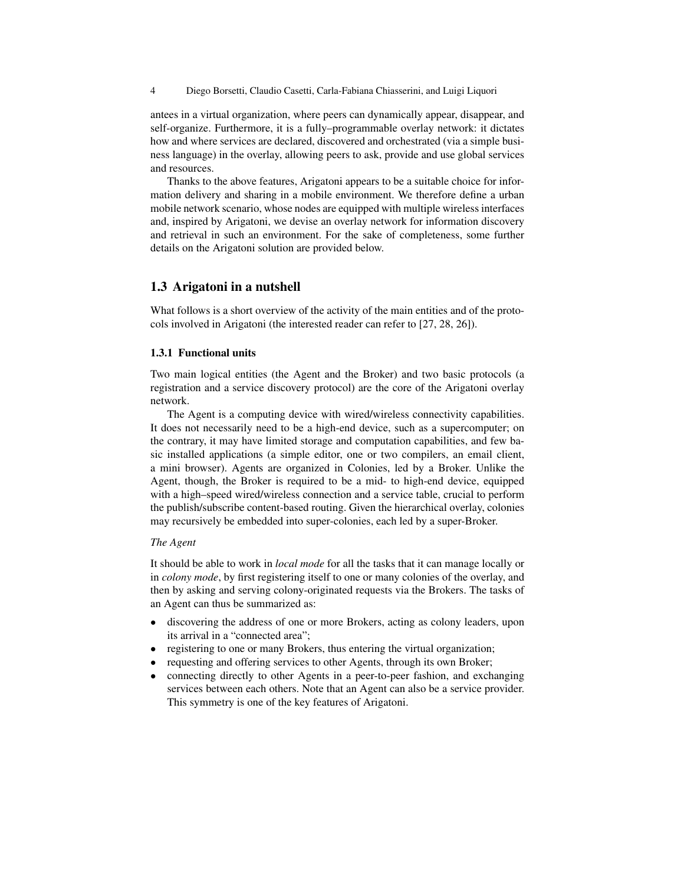antees in a virtual organization, where peers can dynamically appear, disappear, and self-organize. Furthermore, it is a fully–programmable overlay network: it dictates how and where services are declared, discovered and orchestrated (via a simple business language) in the overlay, allowing peers to ask, provide and use global services and resources.

Thanks to the above features, Arigatoni appears to be a suitable choice for information delivery and sharing in a mobile environment. We therefore define a urban mobile network scenario, whose nodes are equipped with multiple wireless interfaces and, inspired by Arigatoni, we devise an overlay network for information discovery and retrieval in such an environment. For the sake of completeness, some further details on the Arigatoni solution are provided below.

## 1.3 Arigatoni in a nutshell

What follows is a short overview of the activity of the main entities and of the protocols involved in Arigatoni (the interested reader can refer to [27, 28, 26]).

### 1.3.1 Functional units

Two main logical entities (the Agent and the Broker) and two basic protocols (a registration and a service discovery protocol) are the core of the Arigatoni overlay network.

The Agent is a computing device with wired/wireless connectivity capabilities. It does not necessarily need to be a high-end device, such as a supercomputer; on the contrary, it may have limited storage and computation capabilities, and few basic installed applications (a simple editor, one or two compilers, an email client, a mini browser). Agents are organized in Colonies, led by a Broker. Unlike the Agent, though, the Broker is required to be a mid- to high-end device, equipped with a high–speed wired/wireless connection and a service table, crucial to perform the publish/subscribe content-based routing. Given the hierarchical overlay, colonies may recursively be embedded into super-colonies, each led by a super-Broker.

*The Agent*

It should be able to work in *local mode* for all the tasks that it can manage locally or in *colony mode*, by first registering itself to one or many colonies of the overlay, and then by asking and serving colony-originated requests via the Brokers. The tasks of an Agent can thus be summarized as:

- discovering the address of one or more Brokers, acting as colony leaders, upon its arrival in a "connected area";
- registering to one or many Brokers, thus entering the virtual organization;
- requesting and offering services to other Agents, through its own Broker;
- connecting directly to other Agents in a peer-to-peer fashion, and exchanging services between each others. Note that an Agent can also be a service provider. This symmetry is one of the key features of Arigatoni.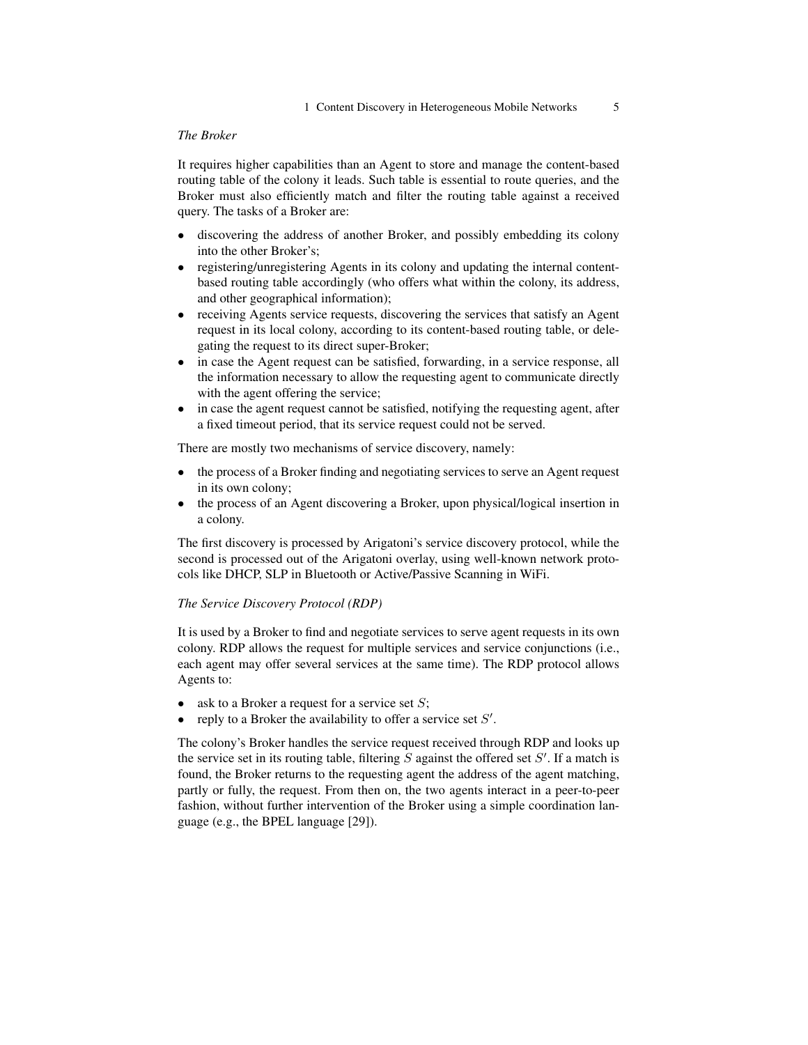*The Broker*

It requires higher capabilities than an Agent to store and manage the content-based routing table of the colony it leads. Such table is essential to route queries, and the Broker must also efficiently match and filter the routing table against a received query. The tasks of a Broker are:

- discovering the address of another Broker, and possibly embedding its colony into the other Broker's;
- registering/unregistering Agents in its colony and updating the internal content-based routing table accordingly (who offers what within the colony, its address, and other geographical information);
- receiving Agents service requests, discovering the services that satisfy an Agent request in its local colony, according to its content-based routing table, or delegating the request to its direct super-Broker;
- in case the Agent request can be satisfied, forwarding, in a service response, all the information necessary to allow the requesting agent to communicate directly with the agent offering the service;
- in case the agent request cannot be satisfied, notifying the requesting agent, after a fixed timeout period, that its service request could not be served.

There are mostly two mechanisms of service discovery, namely:

- the process of a Broker finding and negotiating services to serve an Agent request in its own colony;
- the process of an Agent discovering a Broker, upon physical/logical insertion in a colony.

The first discovery is processed by Arigatoni's service discovery protocol, while the second is processed out of the Arigatoni overlay, using well-known network protocols like DHCP, SLP in Bluetooth or Active/Passive Scanning in WiFi.

*The Service Discovery Protocol (RDP)*

It is used by a Broker to find and negotiate services to serve agent requests in its own colony. RDP allows the request for multiple services and service conjunctions (i.e., each agent may offer several services at the same time). The RDP protocol allows Agents to:

- ask to a Broker a request for a service set $S$;
- reply to a Broker the availability to offer a service set $S'$.

The colony's Broker handles the service request received through RDP and looks up the service set in its routing table, filtering $S$ against the offered set $S'$. If a match is found, the Broker returns to the requesting agent the address of the agent matching, partly or fully, the request. From then on, the two agents interact in a peer-to-peer fashion, without further intervention of the Broker using a simple coordination language (e.g., the BPEL language [29]).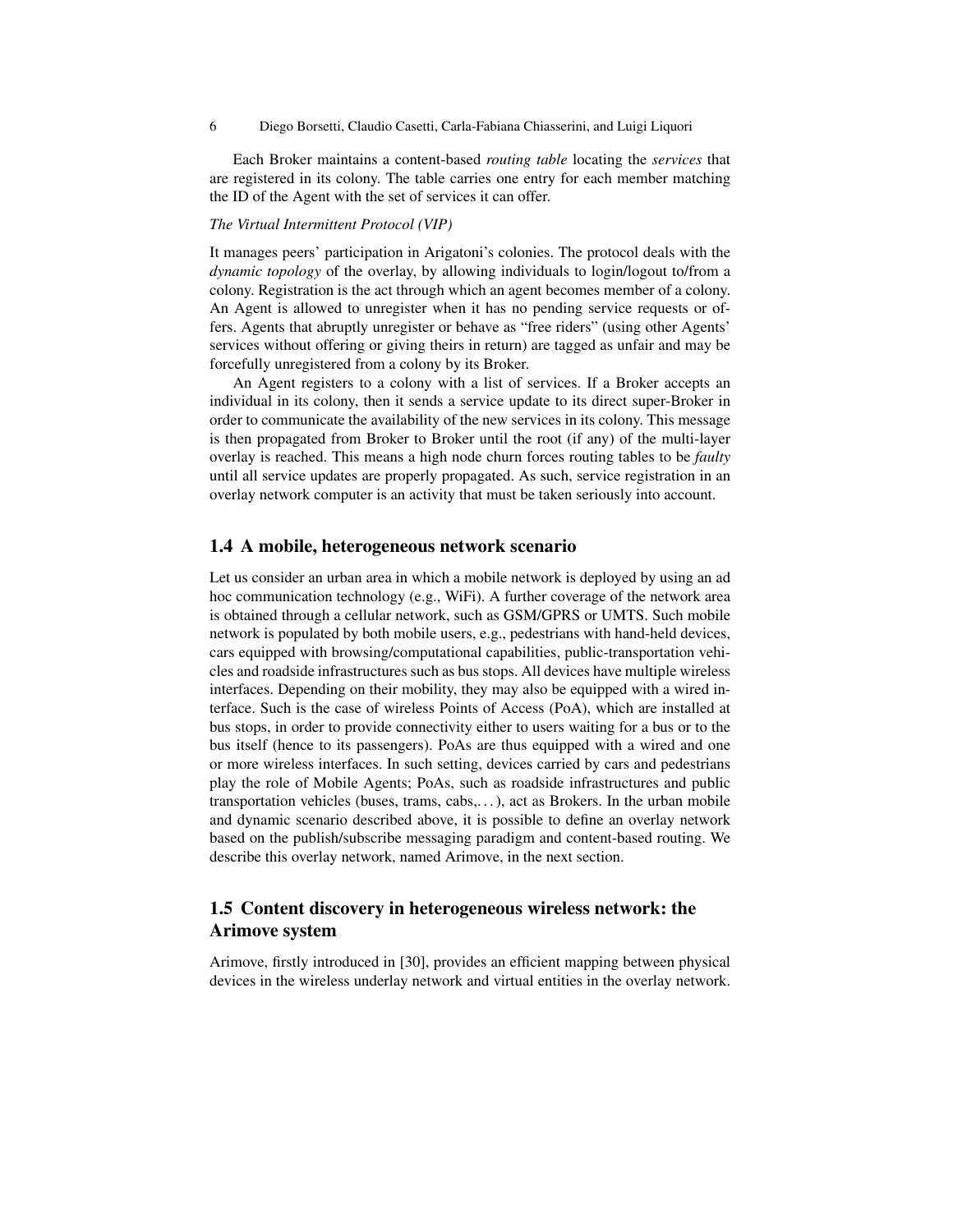Each Broker maintains a content-based *routing table* locating the *services* that are registered in its colony. The table carries one entry for each member matching the ID of the Agent with the set of services it can offer.

*The Virtual Intermittent Protocol (VIP)*

It manages peers' participation in Arigatoni's colonies. The protocol deals with the *dynamic topology* of the overlay, by allowing individuals to login/logout to/from a colony. Registration is the act through which an agent becomes member of a colony. An Agent is allowed to unregister when it has no pending service requests or offers. Agents that abruptly unregister or behave as "free riders" (using other Agents' services without offering or giving theirs in return) are tagged as unfair and may be forcefully unregistered from a colony by its Broker.

An Agent registers to a colony with a list of services. If a Broker accepts an individual in its colony, then it sends a service update to its direct super-Broker in order to communicate the availability of the new services in its colony. This message is then propagated from Broker to Broker until the root (if any) of the multi-layer overlay is reached. This means a high node churn forces routing tables to be *faulty* until all service updates are properly propagated. As such, service registration in an overlay network computer is an activity that must be taken seriously into account.

## 1.4 A mobile, heterogeneous network scenario

Let us consider an urban area in which a mobile network is deployed by using an ad hoc communication technology (e.g., WiFi). A further coverage of the network area is obtained through a cellular network, such as GSM/GPRS or UMTS. Such mobile network is populated by both mobile users, e.g., pedestrians with hand-held devices, cars equipped with browsing/computational capabilities, public-transportation vehicles and roadside infrastructures such as bus stops. All devices have multiple wireless interfaces. Depending on their mobility, they may also be equipped with a wired interface. Such is the case of wireless Points of Access (PoA), which are installed at bus stops, in order to provide connectivity either to users waiting for a bus or to the bus itself (hence to its passengers). PoAs are thus equipped with a wired and one or more wireless interfaces. In such setting, devices carried by cars and pedestrians play the role of Mobile Agents; PoAs, such as roadside infrastructures and public transportation vehicles (buses, trams, cabs,...), act as Brokers. In the urban mobile and dynamic scenario described above, it is possible to define an overlay network based on the publish/subscribe messaging paradigm and content-based routing. We describe this overlay network, named Arimove, in the next section.

## 1.5 Content discovery in heterogeneous wireless network: the Arimove system

Arimove, firstly introduced in [30], provides an efficient mapping between physical devices in the wireless underlay network and virtual entities in the overlay network.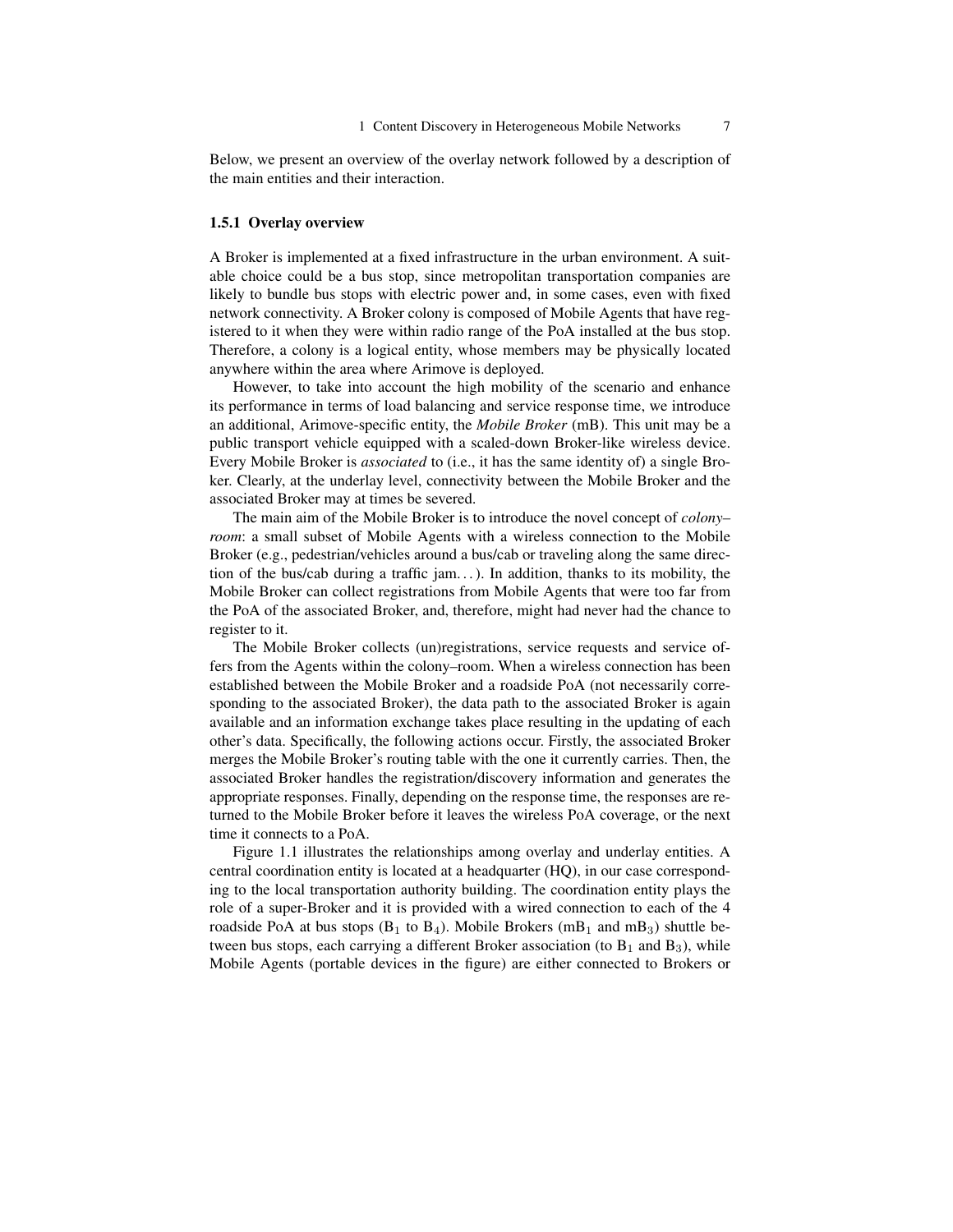Below, we present an overview of the overlay network followed by a description of the main entities and their interaction.

### 1.5.1 Overlay overview

A Broker is implemented at a fixed infrastructure in the urban environment. A suitable choice could be a bus stop, since metropolitan transportation companies are likely to bundle bus stops with electric power and, in some cases, even with fixed network connectivity. A Broker colony is composed of Mobile Agents that have registered to it when they were within radio range of the PoA installed at the bus stop. Therefore, a colony is a logical entity, whose members may be physically located anywhere within the area where Arimove is deployed.

However, to take into account the high mobility of the scenario and enhance its performance in terms of load balancing and service response time, we introduce an additional, Arimove-specific entity, the *Mobile Broker* (mB). This unit may be a public transport vehicle equipped with a scaled-down Broker-like wireless device. Every Mobile Broker is *associated* to (i.e., it has the same identity of) a single Broker. Clearly, at the underlay level, connectivity between the Mobile Broker and the associated Broker may at times be severed.

The main aim of the Mobile Broker is to introduce the novel concept of *colony–room*: a small subset of Mobile Agents with a wireless connection to the Mobile Broker (e.g., pedestrian/vehicles around a bus/cab or traveling along the same direction of the bus/cab during a traffic jam...). In addition, thanks to its mobility, the Mobile Broker can collect registrations from Mobile Agents that were too far from the PoA of the associated Broker, and, therefore, might had never had the chance to register to it.

The Mobile Broker collects (un)registrations, service requests and service offers from the Agents within the colony–room. When a wireless connection has been established between the Mobile Broker and a roadside PoA (not necessarily corresponding to the associated Broker), the data path to the associated Broker is again available and an information exchange takes place resulting in the updating of each other's data. Specifically, the following actions occur. Firstly, the associated Broker merges the Mobile Broker's routing table with the one it currently carries. Then, the associated Broker handles the registration/discovery information and generates the appropriate responses. Finally, depending on the response time, the responses are returned to the Mobile Broker before it leaves the wireless PoA coverage, or the next time it connects to a PoA.

Figure 1.1 illustrates the relationships among overlay and underlay entities. A central coordination entity is located at a headquarter (HQ), in our case corresponding to the local transportation authority building. The coordination entity plays the role of a super-Broker and it is provided with a wired connection to each of the 4 roadside PoA at bus stops ($B_1$ to $B_4$). Mobile Brokers ($mB_1$ and $mB_3$) shuttle between bus stops, each carrying a different Broker association (to $B_1$ and $B_3$), while Mobile Agents (portable devices in the figure) are either connected to Brokers or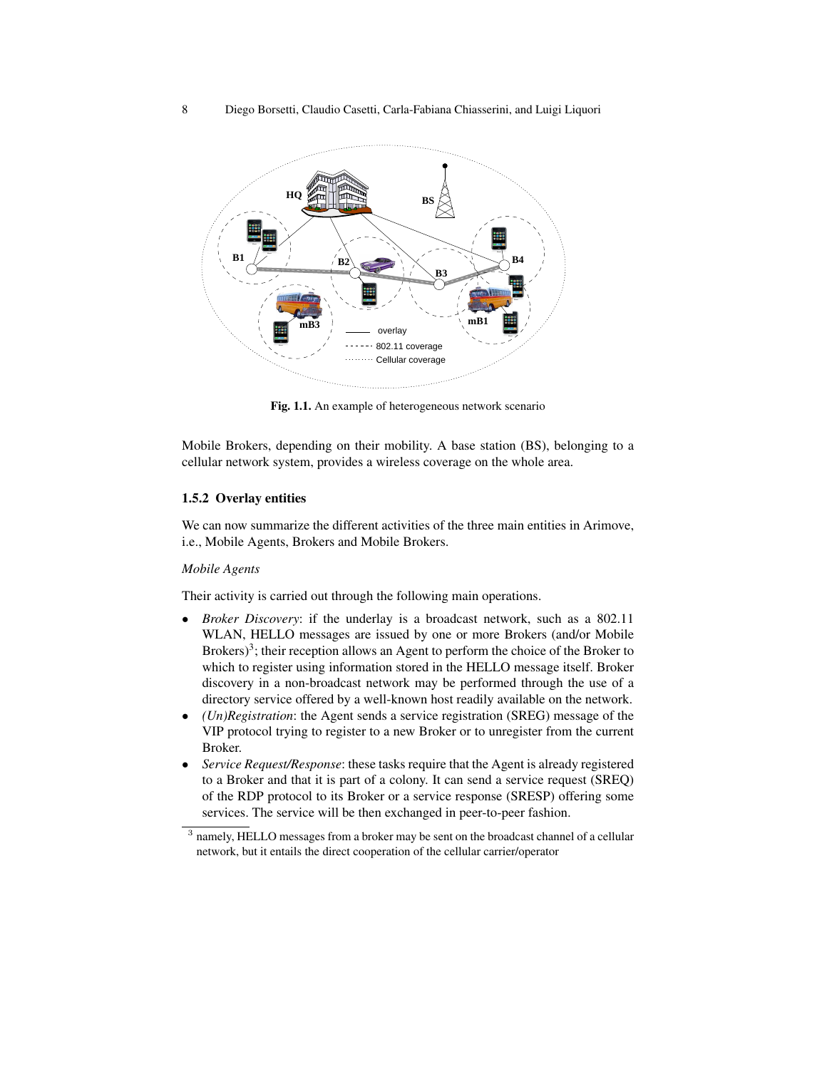Fig. 1.1. An example of heterogeneous network scenario

Mobile Brokers, depending on their mobility. A base station (BS), belonging to a cellular network system, provides a wireless coverage on the whole area.

### 1.5.2 Overlay entities

We can now summarize the different activities of the three main entities in Arimove, i.e., Mobile Agents, Brokers and Mobile Brokers.

*Mobile Agents*

Their activity is carried out through the following main operations.

- *Broker Discovery*: if the underlay is a broadcast network, such as a 802.11 WLAN, HELLO messages are issued by one or more Brokers (and/or Mobile Brokers)[3]; their reception allows an Agent to perform the choice of the Broker to which to register using information stored in the HELLO message itself. Broker discovery in a non-broadcast network may be performed through the use of a directory service offered by a well-known host readily available on the network.
- *(Un)Registration*: the Agent sends a service registration (SREG) message of the VIP protocol trying to register to a new Broker or to unregister from the current Broker.
- *Service Request/Response*: these tasks require that the Agent is already registered to a Broker and that it is part of a colony. It can send a service request (SREQ) of the RDP protocol to its Broker or a service response (SRESP) offering some services. The service will be then exchanged in peer-to-peer fashion.

[3] namely, HELLO messages from a broker may be sent on the broadcast channel of a cellular network, but it entails the direct cooperation of the cellular carrier/operator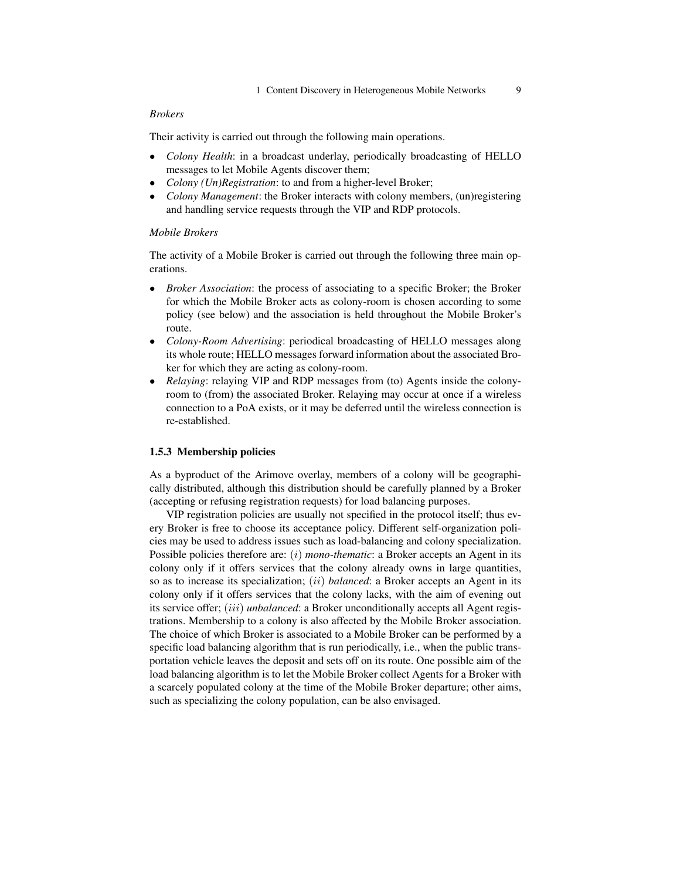*Brokers*

Their activity is carried out through the following main operations.

- *Colony Health*: in a broadcast underlay, periodically broadcasting of HELLO messages to let Mobile Agents discover them;
- *Colony (Un)Registration*: to and from a higher-level Broker;
- *Colony Management*: the Broker interacts with colony members, (un)registering and handling service requests through the VIP and RDP protocols.

*Mobile Brokers*

The activity of a Mobile Broker is carried out through the following three main operations.

- *Broker Association*: the process of associating to a specific Broker; the Broker for which the Mobile Broker acts as colony-room is chosen according to some policy (see below) and the association is held throughout the Mobile Broker's route.
- *Colony-Room Advertising*: periodical broadcasting of HELLO messages along its whole route; HELLO messages forward information about the associated Broker for which they are acting as colony-room.
- *Relaying*: relaying VIP and RDP messages from (to) Agents inside the colony-room to (from) the associated Broker. Relaying may occur at once if a wireless connection to a PoA exists, or it may be deferred until the wireless connection is re-established.

### 1.5.3 Membership policies

As a byproduct of the Arimove overlay, members of a colony will be geographically distributed, although this distribution should be carefully planned by a Broker (accepting or refusing registration requests) for load balancing purposes.

VIP registration policies are usually not specified in the protocol itself; thus every Broker is free to choose its acceptance policy. Different self-organization policies may be used to address issues such as load-balancing and colony specialization. Possible policies therefore are: $(i)$ *mono-thematic*: a Broker accepts an Agent in its colony only if it offers services that the colony already owns in large quantities, so as to increase its specialization; $(ii)$ *balanced*: a Broker accepts an Agent in its colony only if it offers services that the colony lacks, with the aim of evening out its service offer; $(iii)$ *unbalanced*: a Broker unconditionally accepts all Agent registrations. Membership to a colony is also affected by the Mobile Broker association. The choice of which Broker is associated to a Mobile Broker can be performed by a specific load balancing algorithm that is run periodically, i.e., when the public transportation vehicle leaves the deposit and sets off on its route. One possible aim of the load balancing algorithm is to let the Mobile Broker collect Agents for a Broker with a scarcely populated colony at the time of the Mobile Broker departure; other aims, such as specializing the colony population, can be also envisaged.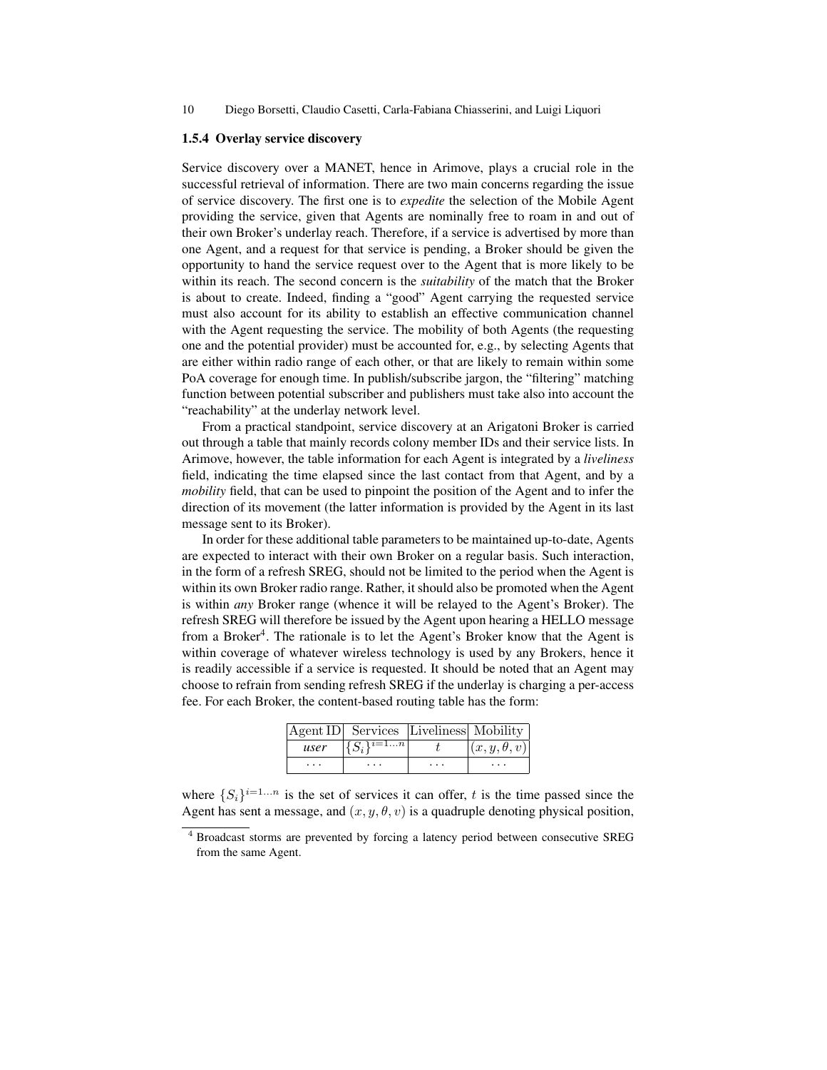### 1.5.4 Overlay service discovery

Service discovery over a MANET, hence in Arimove, plays a crucial role in the successful retrieval of information. There are two main concerns regarding the issue of service discovery. The first one is to *expedite* the selection of the Mobile Agent providing the service, given that Agents are nominally free to roam in and out of their own Broker's underlay reach. Therefore, if a service is advertised by more than one Agent, and a request for that service is pending, a Broker should be given the opportunity to hand the service request over to the Agent that is more likely to be within its reach. The second concern is the *suitability* of the match that the Broker is about to create. Indeed, finding a "good" Agent carrying the requested service must also account for its ability to establish an effective communication channel with the Agent requesting the service. The mobility of both Agents (the requesting one and the potential provider) must be accounted for, e.g., by selecting Agents that are either within radio range of each other, or that are likely to remain within some PoA coverage for enough time. In publish/subscribe jargon, the "filtering" matching function between potential subscriber and publishers must take also into account the "reachability" at the underlay network level.

From a practical standpoint, service discovery at an Arigatoni Broker is carried out through a table that mainly records colony member IDs and their service lists. In Arimove, however, the table information for each Agent is integrated by a *liveliness* field, indicating the time elapsed since the last contact from that Agent, and by a *mobility* field, that can be used to pinpoint the position of the Agent and to infer the direction of its movement (the latter information is provided by the Agent in its last message sent to its Broker).

In order for these additional table parameters to be maintained up-to-date, Agents are expected to interact with their own Broker on a regular basis. Such interaction, in the form of a refresh SREG, should not be limited to the period when the Agent is within its own Broker radio range. Rather, it should also be promoted when the Agent is within *any* Broker range (whence it will be relayed to the Agent's Broker). The refresh SREG will therefore be issued by the Agent upon hearing a HELLO message from a Broker[4]. The rationale is to let the Agent's Broker know that the Agent is within coverage of whatever wireless technology is used by any Brokers, hence it is readily accessible if a service is requested. It should be noted that an Agent may choose to refrain from sending refresh SREG if the underlay is charging a per-access fee. For each Broker, the content-based routing table has the form:

| Agent ID | Services | Liveliness | Mobility |
|---|---|---|---|
| *user* | $\{S_i\}^{i=1\ldots n}$ | $t$ | $(x, y, \theta, v)$ |
| $\ldots$ | $\ldots$ | $\ldots$ | $\ldots$ |

where $\{S_i\}^{i=1\ldots n}$ is the set of services it can offer, $t$ is the time passed since the Agent has sent a message, and $(x, y, \theta, v)$ is a quadruple denoting physical position,

[4] Broadcast storms are prevented by forcing a latency period between consecutive SREG from the same Agent.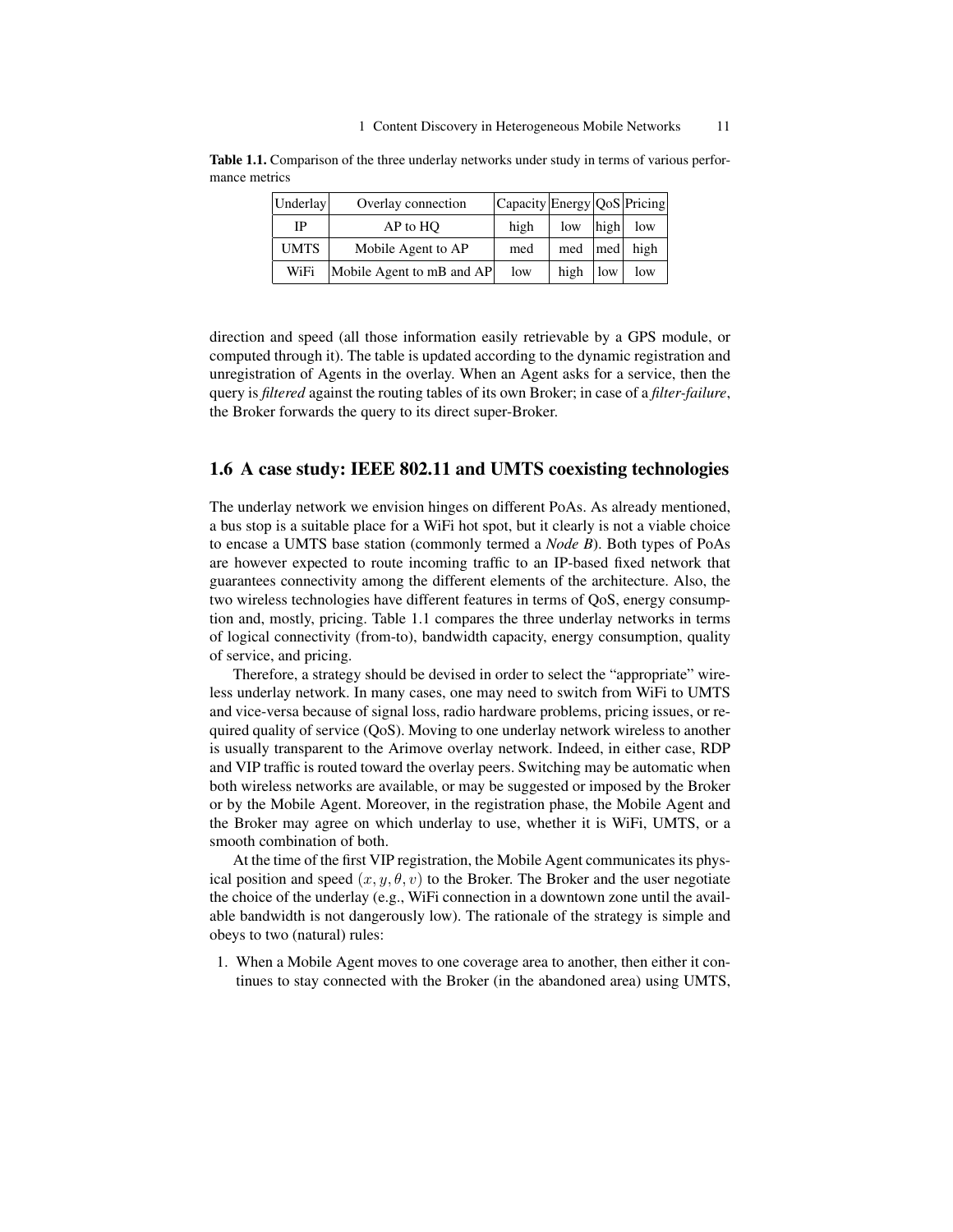**Table 1.1.** Comparison of the three underlay networks under study in terms of various performance metrics

| Underlay | Overlay connection | Capacity | Energy | QoS | Pricing |
|---|---|---|---|---|---|
| IP | AP to HQ | high | low | high | low |
| UMTS | Mobile Agent to AP | med | med | med | high |
| WiFi | Mobile Agent to mB and AP | low | high | low | low |

direction and speed (all those information easily retrievable by a GPS module, or computed through it). The table is updated according to the dynamic registration and unregistration of Agents in the overlay. When an Agent asks for a service, then the query is *filtered* against the routing tables of its own Broker; in case of a *filter-failure*, the Broker forwards the query to its direct super-Broker.

## 1.6 A case study: IEEE 802.11 and UMTS coexisting technologies

The underlay network we envision hinges on different PoAs. As already mentioned, a bus stop is a suitable place for a WiFi hot spot, but it clearly is not a viable choice to encase a UMTS base station (commonly termed a *Node B*). Both types of PoAs are however expected to route incoming traffic to an IP-based fixed network that guarantees connectivity among the different elements of the architecture. Also, the two wireless technologies have different features in terms of QoS, energy consumption and, mostly, pricing. Table 1.1 compares the three underlay networks in terms of logical connectivity (from-to), bandwidth capacity, energy consumption, quality of service, and pricing.

Therefore, a strategy should be devised in order to select the "appropriate" wireless underlay network. In many cases, one may need to switch from WiFi to UMTS and vice-versa because of signal loss, radio hardware problems, pricing issues, or required quality of service (QoS). Moving to one underlay network wireless to another is usually transparent to the Arimove overlay network. Indeed, in either case, RDP and VIP traffic is routed toward the overlay peers. Switching may be automatic when both wireless networks are available, or may be suggested or imposed by the Broker or by the Mobile Agent. Moreover, in the registration phase, the Mobile Agent and the Broker may agree on which underlay to use, whether it is WiFi, UMTS, or a smooth combination of both.

At the time of the first VIP registration, the Mobile Agent communicates its physical position and speed $(x, y, \theta, v)$ to the Broker. The Broker and the user negotiate the choice of the underlay (e.g., WiFi connection in a downtown zone until the available bandwidth is not dangerously low). The rationale of the strategy is simple and obeys to two (natural) rules:

1. When a Mobile Agent moves to one coverage area to another, then either it continues to stay connected with the Broker (in the abandoned area) using UMTS,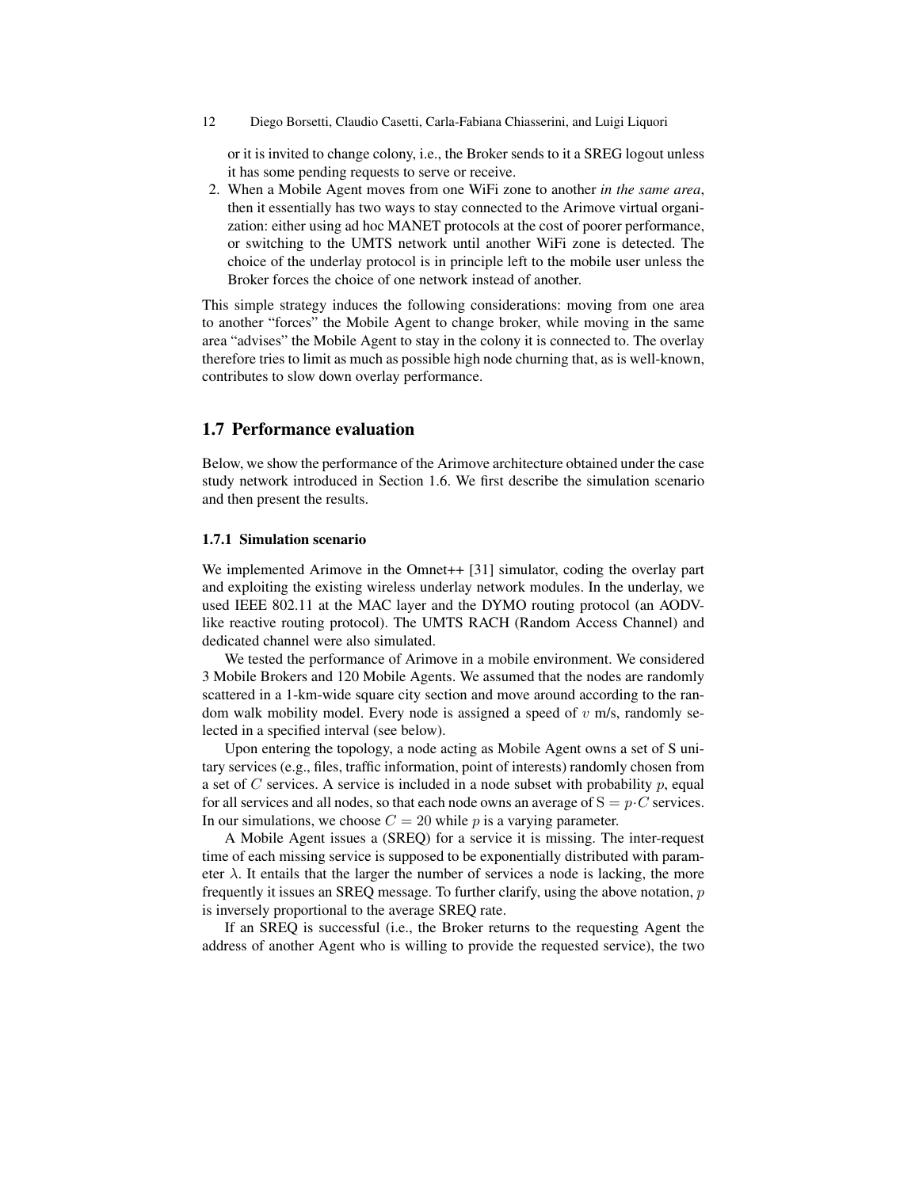or it is invited to change colony, i.e., the Broker sends to it a SREG logout unless it has some pending requests to serve or receive.

2. When a Mobile Agent moves from one WiFi zone to another *in the same area*, then it essentially has two ways to stay connected to the Arimove virtual organization: either using ad hoc MANET protocols at the cost of poorer performance, or switching to the UMTS network until another WiFi zone is detected. The choice of the underlay protocol is in principle left to the mobile user unless the Broker forces the choice of one network instead of another.

This simple strategy induces the following considerations: moving from one area to another "forces" the Mobile Agent to change broker, while moving in the same area "advises" the Mobile Agent to stay in the colony it is connected to. The overlay therefore tries to limit as much as possible high node churning that, as is well-known, contributes to slow down overlay performance.

## 1.7 Performance evaluation

Below, we show the performance of the Arimove architecture obtained under the case study network introduced in Section 1.6. We first describe the simulation scenario and then present the results.

### 1.7.1 Simulation scenario

We implemented Arimove in the Omnet++ [31] simulator, coding the overlay part and exploiting the existing wireless underlay network modules. In the underlay, we used IEEE 802.11 at the MAC layer and the DYMO routing protocol (an AODV-like reactive routing protocol). The UMTS RACH (Random Access Channel) and dedicated channel were also simulated.

We tested the performance of Arimove in a mobile environment. We considered 3 Mobile Brokers and 120 Mobile Agents. We assumed that the nodes are randomly scattered in a 1-km-wide square city section and move around according to the random walk mobility model. Every node is assigned a speed of $v$ m/s, randomly selected in a specified interval (see below).

Upon entering the topology, a node acting as Mobile Agent owns a set of S unitary services (e.g., files, traffic information, point of interests) randomly chosen from a set of $C$ services. A service is included in a node subset with probability $p$, equal for all services and all nodes, so that each node owns an average of $\mathrm{S} = p{\cdot}C$ services. In our simulations, we choose $C = 20$ while $p$ is a varying parameter.

A Mobile Agent issues a (SREQ) for a service it is missing. The inter-request time of each missing service is supposed to be exponentially distributed with parameter $\lambda$. It entails that the larger the number of services a node is lacking, the more frequently it issues an SREQ message. To further clarify, using the above notation, $p$ is inversely proportional to the average SREQ rate.

If an SREQ is successful (i.e., the Broker returns to the requesting Agent the address of another Agent who is willing to provide the requested service), the two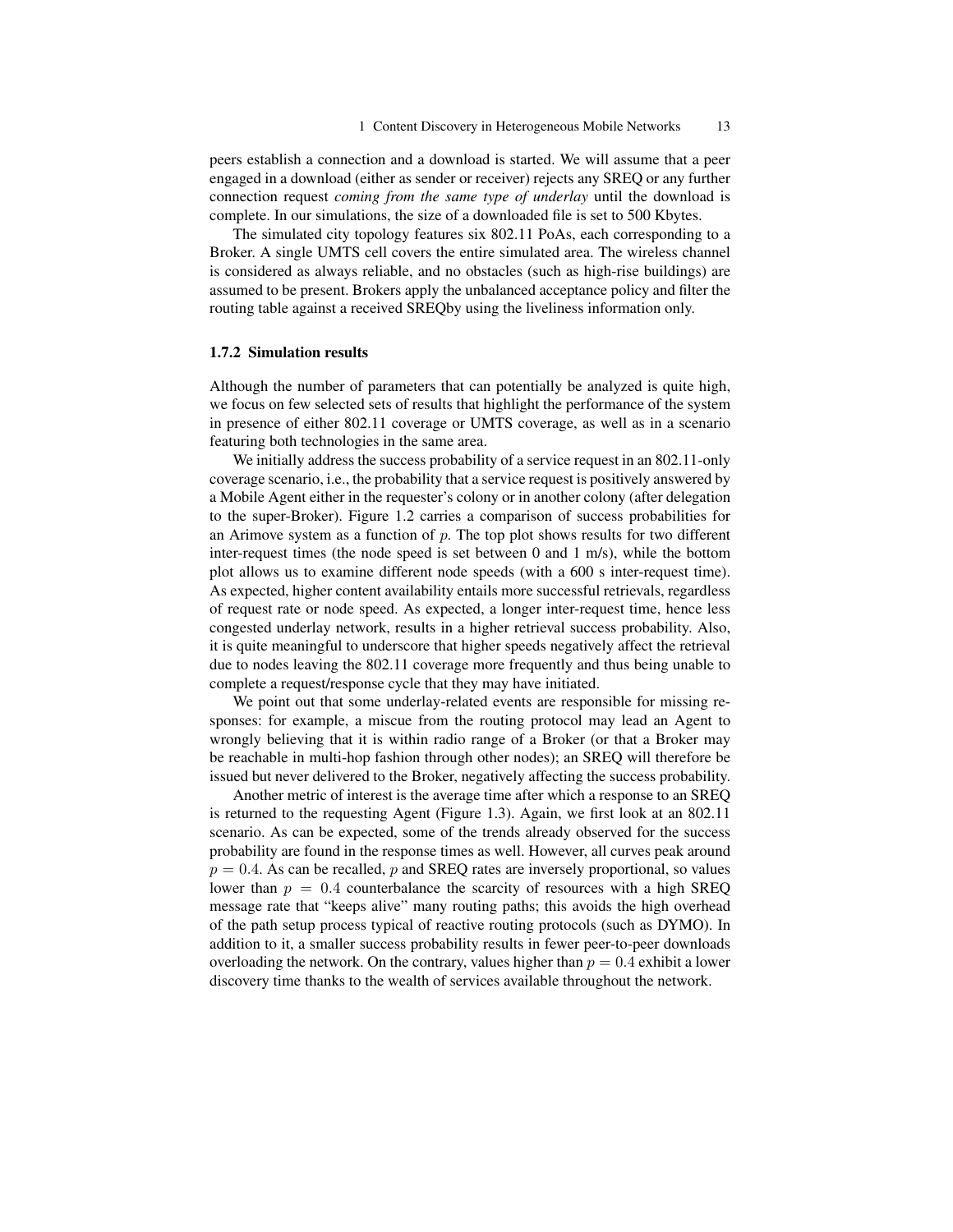peers establish a connection and a download is started. We will assume that a peer engaged in a download (either as sender or receiver) rejects any SREQ or any further connection request *coming from the same type of underlay* until the download is complete. In our simulations, the size of a downloaded file is set to 500 Kbytes.

The simulated city topology features six 802.11 PoAs, each corresponding to a Broker. A single UMTS cell covers the entire simulated area. The wireless channel is considered as always reliable, and no obstacles (such as high-rise buildings) are assumed to be present. Brokers apply the unbalanced acceptance policy and filter the routing table against a received SREQby using the liveliness information only.

### 1.7.2 Simulation results

Although the number of parameters that can potentially be analyzed is quite high, we focus on few selected sets of results that highlight the performance of the system in presence of either 802.11 coverage or UMTS coverage, as well as in a scenario featuring both technologies in the same area.

We initially address the success probability of a service request in an 802.11-only coverage scenario, i.e., the probability that a service request is positively answered by a Mobile Agent either in the requester's colony or in another colony (after delegation to the super-Broker). Figure 1.2 carries a comparison of success probabilities for an Arimove system as a function of $p$. The top plot shows results for two different inter-request times (the node speed is set between 0 and 1 m/s), while the bottom plot allows us to examine different node speeds (with a 600 s inter-request time). As expected, higher content availability entails more successful retrievals, regardless of request rate or node speed. As expected, a longer inter-request time, hence less congested underlay network, results in a higher retrieval success probability. Also, it is quite meaningful to underscore that higher speeds negatively affect the retrieval due to nodes leaving the 802.11 coverage more frequently and thus being unable to complete a request/response cycle that they may have initiated.

We point out that some underlay-related events are responsible for missing responses: for example, a miscue from the routing protocol may lead an Agent to wrongly believing that it is within radio range of a Broker (or that a Broker may be reachable in multi-hop fashion through other nodes); an SREQ will therefore be issued but never delivered to the Broker, negatively affecting the success probability.

Another metric of interest is the average time after which a response to an SREQ is returned to the requesting Agent (Figure 1.3). Again, we first look at an 802.11 scenario. As can be expected, some of the trends already observed for the success probability are found in the response times as well. However, all curves peak around $p = 0.4$. As can be recalled, $p$ and SREQ rates are inversely proportional, so values lower than $p = 0.4$ counterbalance the scarcity of resources with a high SREQ message rate that "keeps alive" many routing paths; this avoids the high overhead of the path setup process typical of reactive routing protocols (such as DYMO). In addition to it, a smaller success probability results in fewer peer-to-peer downloads overloading the network. On the contrary, values higher than $p = 0.4$ exhibit a lower discovery time thanks to the wealth of services available throughout the network.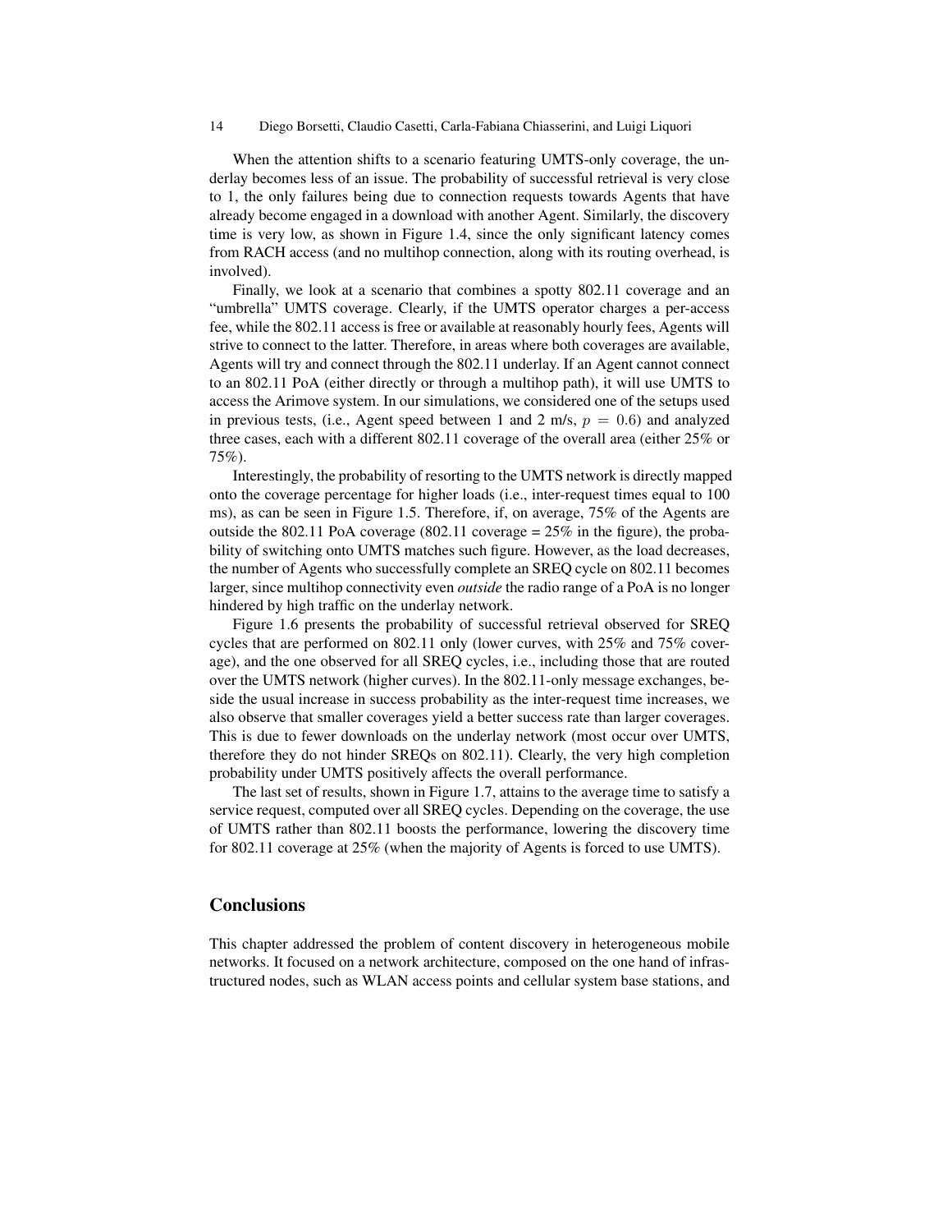When the attention shifts to a scenario featuring UMTS-only coverage, the underlay becomes less of an issue. The probability of successful retrieval is very close to 1, the only failures being due to connection requests towards Agents that have already become engaged in a download with another Agent. Similarly, the discovery time is very low, as shown in Figure 1.4, since the only significant latency comes from RACH access (and no multihop connection, along with its routing overhead, is involved).

Finally, we look at a scenario that combines a spotty 802.11 coverage and an "umbrella" UMTS coverage. Clearly, if the UMTS operator charges a per-access fee, while the 802.11 access is free or available at reasonably hourly fees, Agents will strive to connect to the latter. Therefore, in areas where both coverages are available, Agents will try and connect through the 802.11 underlay. If an Agent cannot connect to an 802.11 PoA (either directly or through a multihop path), it will use UMTS to access the Arimove system. In our simulations, we considered one of the setups used in previous tests, (i.e., Agent speed between 1 and 2 m/s, $p = 0.6$) and analyzed three cases, each with a different 802.11 coverage of the overall area (either 25% or 75%).

Interestingly, the probability of resorting to the UMTS network is directly mapped onto the coverage percentage for higher loads (i.e., inter-request times equal to 100 ms), as can be seen in Figure 1.5. Therefore, if, on average, 75% of the Agents are outside the 802.11 PoA coverage (802.11 coverage = 25% in the figure), the probability of switching onto UMTS matches such figure. However, as the load decreases, the number of Agents who successfully complete an SREQ cycle on 802.11 becomes larger, since multihop connectivity even *outside* the radio range of a PoA is no longer hindered by high traffic on the underlay network.

Figure 1.6 presents the probability of successful retrieval observed for SREQ cycles that are performed on 802.11 only (lower curves, with 25% and 75% coverage), and the one observed for all SREQ cycles, i.e., including those that are routed over the UMTS network (higher curves). In the 802.11-only message exchanges, beside the usual increase in success probability as the inter-request time increases, we also observe that smaller coverages yield a better success rate than larger coverages. This is due to fewer downloads on the underlay network (most occur over UMTS, therefore they do not hinder SREQs on 802.11). Clearly, the very high completion probability under UMTS positively affects the overall performance.

The last set of results, shown in Figure 1.7, attains to the average time to satisfy a service request, computed over all SREQ cycles. Depending on the coverage, the use of UMTS rather than 802.11 boosts the performance, lowering the discovery time for 802.11 coverage at 25% (when the majority of Agents is forced to use UMTS).

## Conclusions

This chapter addressed the problem of content discovery in heterogeneous mobile networks. It focused on a network architecture, composed on the one hand of infrastructured nodes, such as WLAN access points and cellular system base stations, and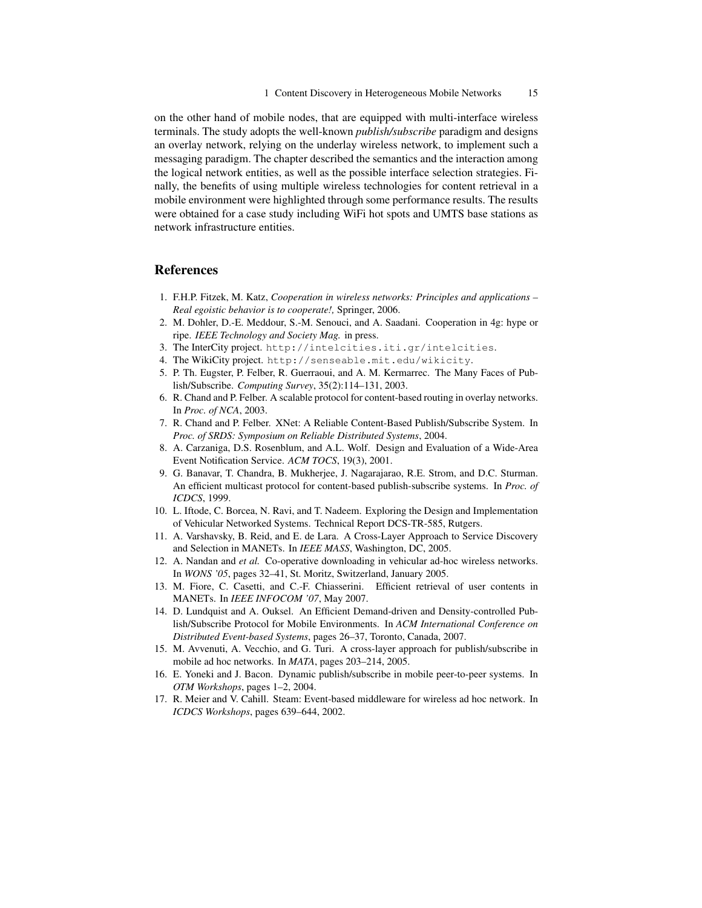on the other hand of mobile nodes, that are equipped with multi-interface wireless terminals. The study adopts the well-known *publish/subscribe* paradigm and designs an overlay network, relying on the underlay wireless network, to implement such a messaging paradigm. The chapter described the semantics and the interaction among the logical network entities, as well as the possible interface selection strategies. Finally, the benefits of using multiple wireless technologies for content retrieval in a mobile environment were highlighted through some performance results. The results were obtained for a case study including WiFi hot spots and UMTS base stations as network infrastructure entities.

## References

1. F.H.P. Fitzek, M. Katz, *Cooperation in wireless networks: Principles and applications – Real egoistic behavior is to cooperate!,* Springer, 2006.
2. M. Dohler, D.-E. Meddour, S.-M. Senouci, and A. Saadani. Cooperation in 4g: hype or ripe. *IEEE Technology and Society Mag.* in press.
3. The InterCity project. `http://intelcities.iti.gr/intelcities`.
4. The WikiCity project. `http://senseable.mit.edu/wikicity`.
5. P. Th. Eugster, P. Felber, R. Guerraoui, and A. M. Kermarrec. The Many Faces of Publish/Subscribe. *Computing Survey*, 35(2):114–131, 2003.
6. R. Chand and P. Felber. A scalable protocol for content-based routing in overlay networks. In *Proc. of NCA*, 2003.
7. R. Chand and P. Felber. XNet: A Reliable Content-Based Publish/Subscribe System. In *Proc. of SRDS: Symposium on Reliable Distributed Systems*, 2004.
8. A. Carzaniga, D.S. Rosenblum, and A.L. Wolf. Design and Evaluation of a Wide-Area Event Notification Service. *ACM TOCS*, 19(3), 2001.
9. G. Banavar, T. Chandra, B. Mukherjee, J. Nagarajarao, R.E. Strom, and D.C. Sturman. An efficient multicast protocol for content-based publish-subscribe systems. In *Proc. of ICDCS*, 1999.
10. L. Iftode, C. Borcea, N. Ravi, and T. Nadeem. Exploring the Design and Implementation of Vehicular Networked Systems. Technical Report DCS-TR-585, Rutgers.
11. A. Varshavsky, B. Reid, and E. de Lara. A Cross-Layer Approach to Service Discovery and Selection in MANETs. In *IEEE MASS*, Washington, DC, 2005.
12. A. Nandan and *et al.* Co-operative downloading in vehicular ad-hoc wireless networks. In *WONS '05*, pages 32–41, St. Moritz, Switzerland, January 2005.
13. M. Fiore, C. Casetti, and C.-F. Chiasserini. Efficient retrieval of user contents in MANETs. In *IEEE INFOCOM '07*, May 2007.
14. D. Lundquist and A. Ouksel. An Efficient Demand-driven and Density-controlled Publish/Subscribe Protocol for Mobile Environments. In *ACM International Conference on Distributed Event-based Systems*, pages 26–37, Toronto, Canada, 2007.
15. M. Avvenuti, A. Vecchio, and G. Turi. A cross-layer approach for publish/subscribe in mobile ad hoc networks. In *MATA*, pages 203–214, 2005.
16. E. Yoneki and J. Bacon. Dynamic publish/subscribe in mobile peer-to-peer systems. In *OTM Workshops*, pages 1–2, 2004.
17. R. Meier and V. Cahill. Steam: Event-based middleware for wireless ad hoc network. In *ICDCS Workshops*, pages 639–644, 2002.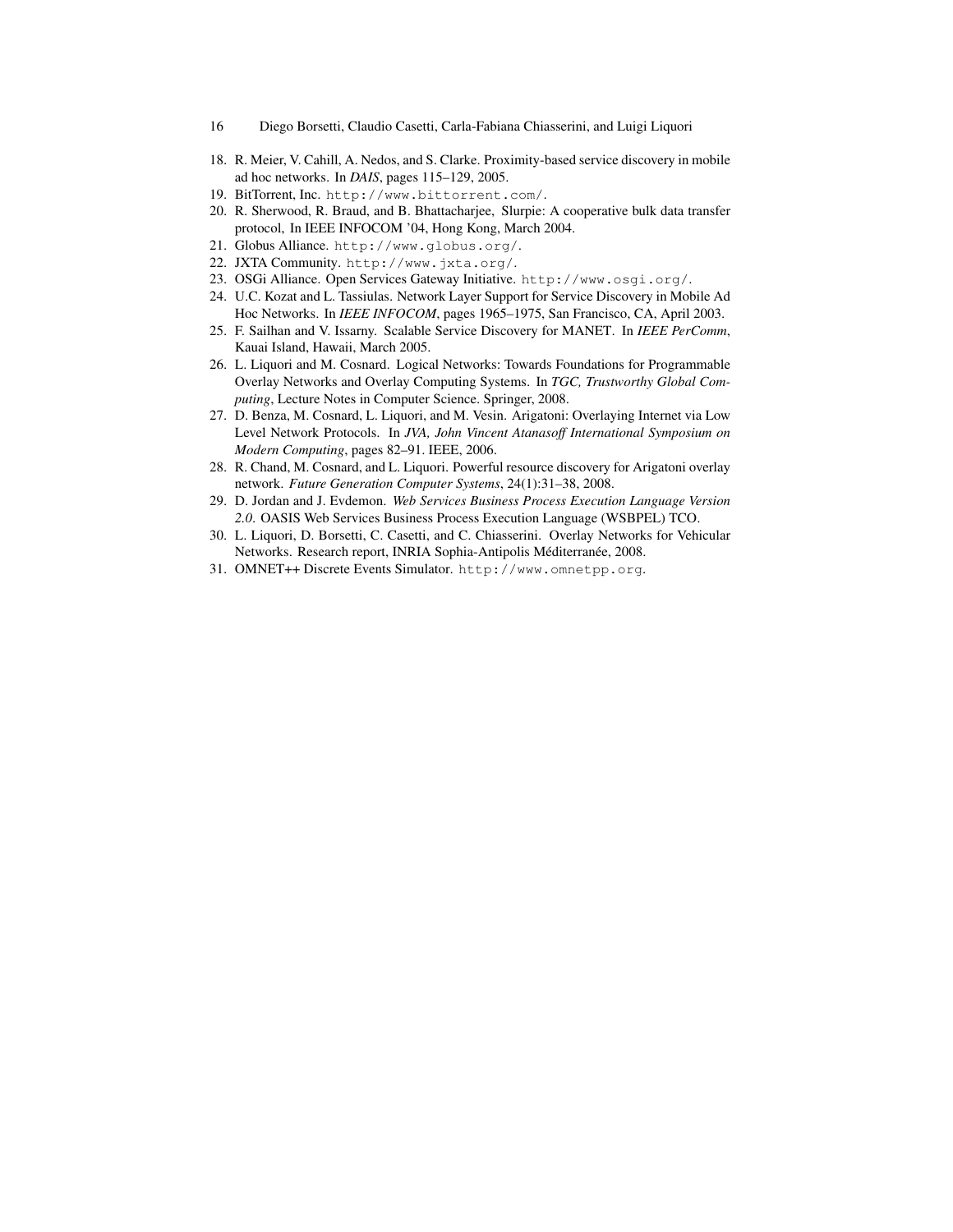18. R. Meier, V. Cahill, A. Nedos, and S. Clarke. Proximity-based service discovery in mobile ad hoc networks. In *DAIS*, pages 115–129, 2005.
19. BitTorrent, Inc. `http://www.bittorrent.com/`.
20. R. Sherwood, R. Braud, and B. Bhattacharjee, Slurpie: A cooperative bulk data transfer protocol, In IEEE INFOCOM '04, Hong Kong, March 2004.
21. Globus Alliance. `http://www.globus.org/`.
22. JXTA Community. `http://www.jxta.org/`.
23. OSGi Alliance. Open Services Gateway Initiative. `http://www.osgi.org/`.
24. U.C. Kozat and L. Tassiulas. Network Layer Support for Service Discovery in Mobile Ad Hoc Networks. In *IEEE INFOCOM*, pages 1965–1975, San Francisco, CA, April 2003.
25. F. Sailhan and V. Issarny. Scalable Service Discovery for MANET. In *IEEE PerComm*, Kauai Island, Hawaii, March 2005.
26. L. Liquori and M. Cosnard. Logical Networks: Towards Foundations for Programmable Overlay Networks and Overlay Computing Systems. In *TGC, Trustworthy Global Computing*, Lecture Notes in Computer Science. Springer, 2008.
27. D. Benza, M. Cosnard, L. Liquori, and M. Vesin. Arigatoni: Overlaying Internet via Low Level Network Protocols. In *JVA, John Vincent Atanasoff International Symposium on Modern Computing*, pages 82–91. IEEE, 2006.
28. R. Chand, M. Cosnard, and L. Liquori. Powerful resource discovery for Arigatoni overlay network. *Future Generation Computer Systems*, 24(1):31–38, 2008.
29. D. Jordan and J. Evdemon. *Web Services Business Process Execution Language Version 2.0*. OASIS Web Services Business Process Execution Language (WSBPEL) TCO.
30. L. Liquori, D. Borsetti, C. Casetti, and C. Chiasserini. Overlay Networks for Vehicular Networks. Research report, INRIA Sophia-Antipolis Méditerranée, 2008.
31. OMNET++ Discrete Events Simulator. `http://www.omnetpp.org`.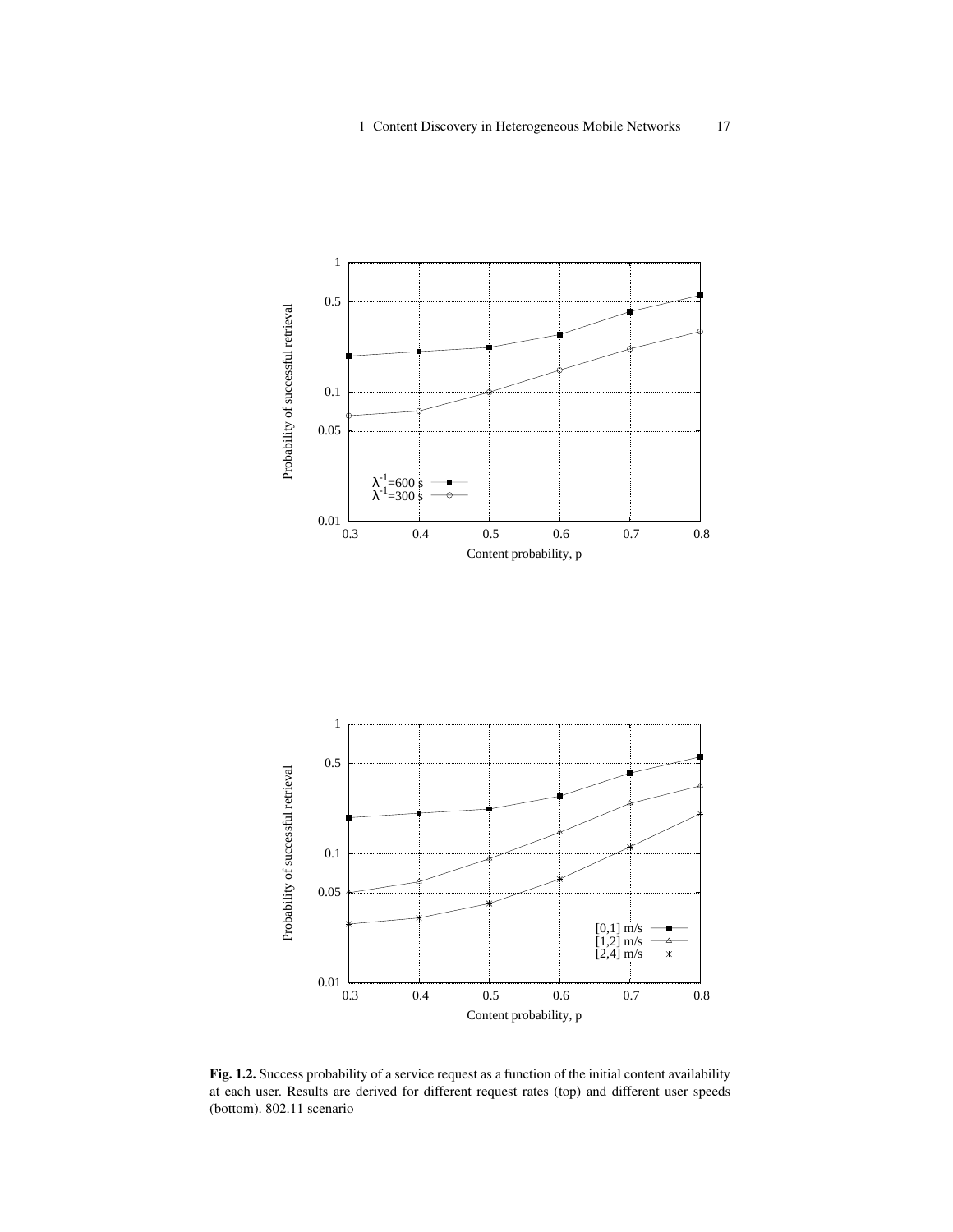Fig. 1.2. Success probability of a service request as a function of the initial content availability at each user. Results are derived for different request rates (top) and different user speeds (bottom). 802.11 scenario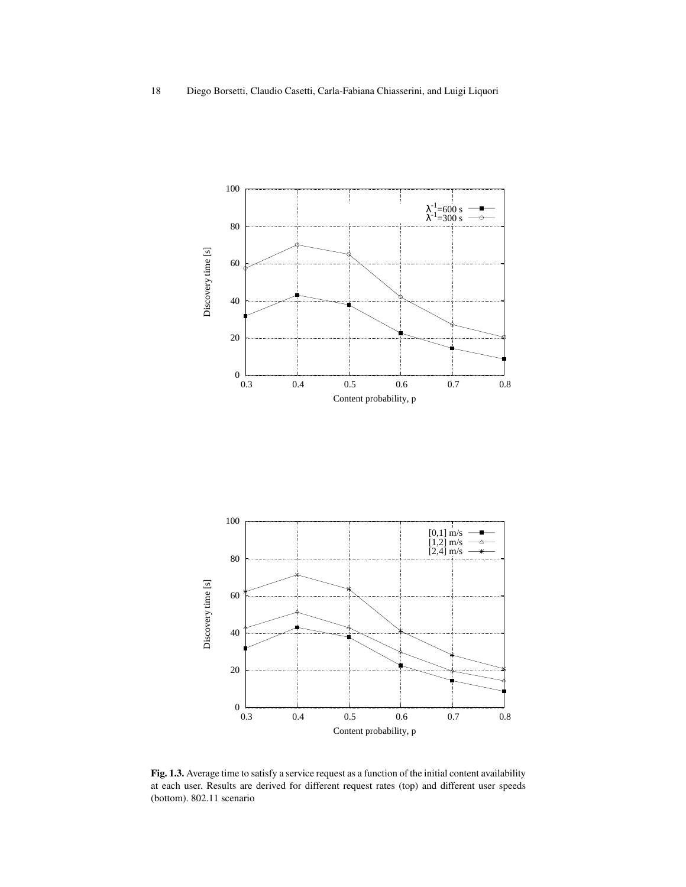**Fig. 1.3.** Average time to satisfy a service request as a function of the initial content availability at each user. Results are derived for different request rates (top) and different user speeds (bottom). 802.11 scenario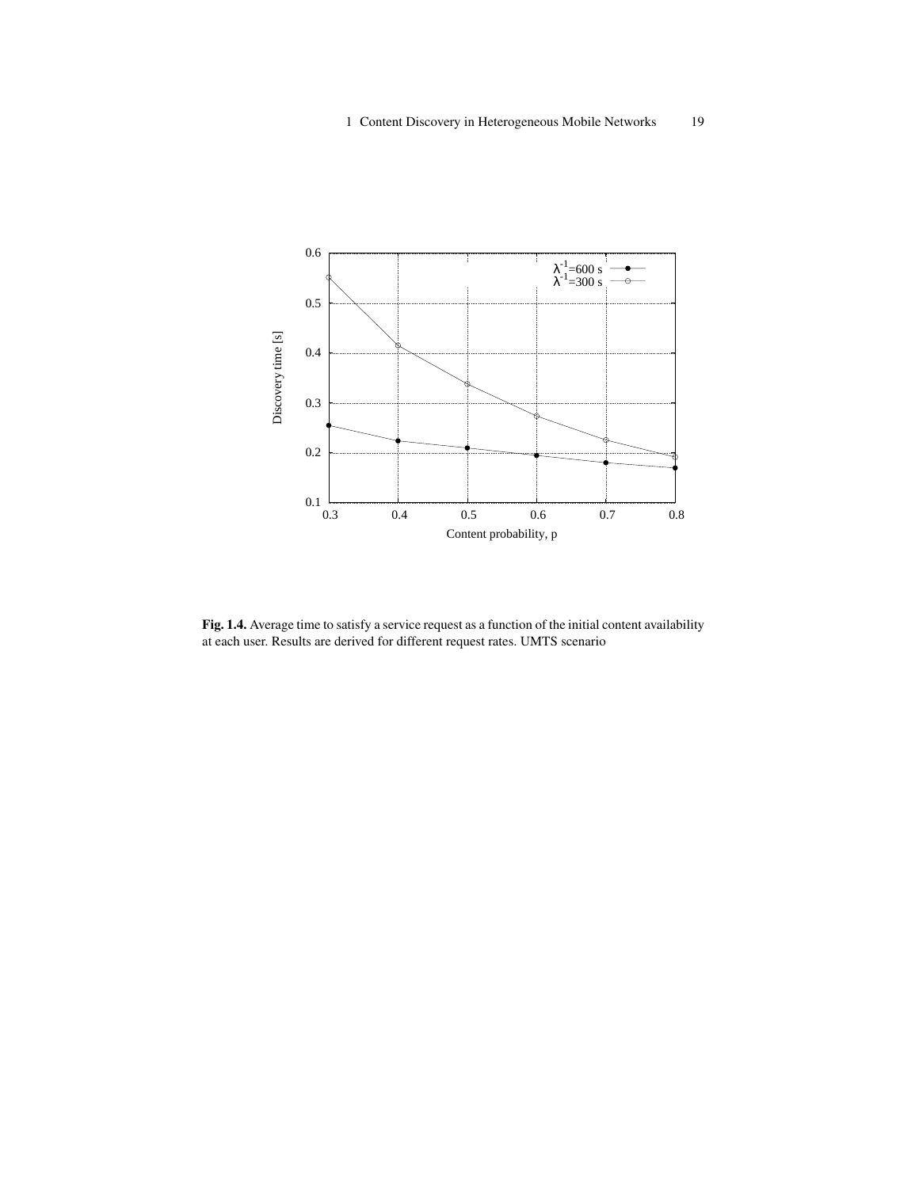Fig. 1.4. Average time to satisfy a service request as a function of the initial content availability at each user. Results are derived for different request rates. UMTS scenario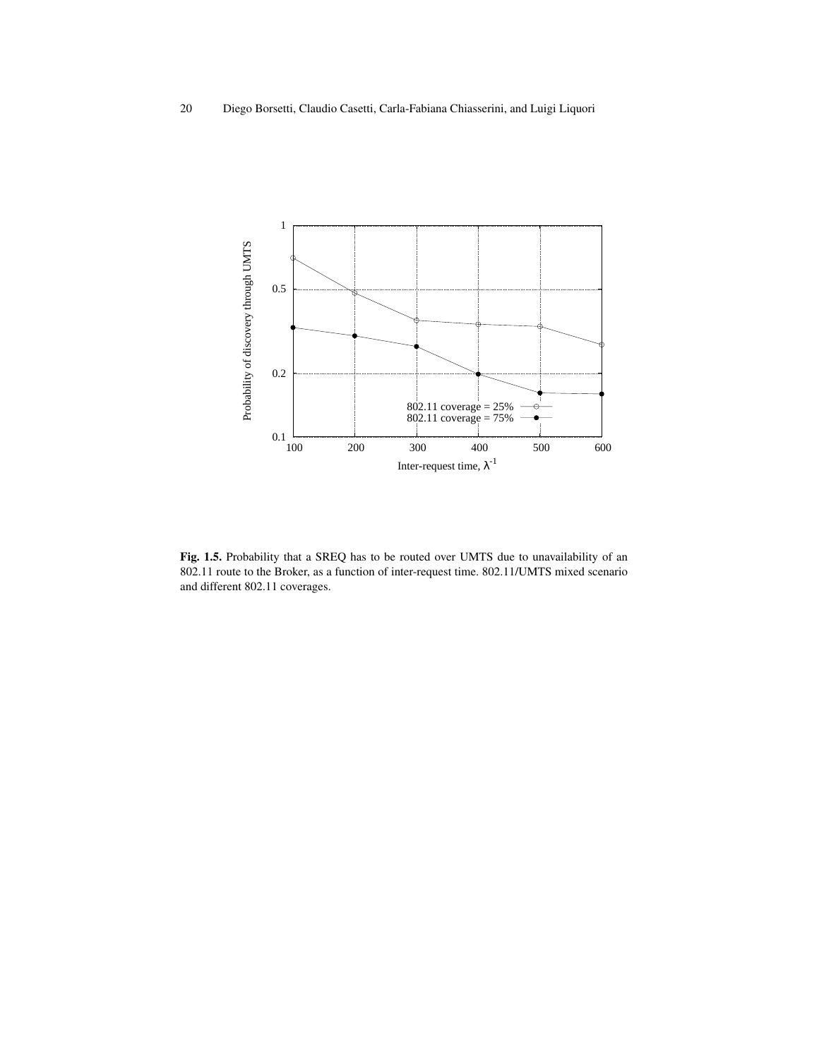**Fig. 1.5.** Probability that a SREQ has to be routed over UMTS due to unavailability of an 802.11 route to the Broker, as a function of inter-request time. 802.11/UMTS mixed scenario and different 802.11 coverages.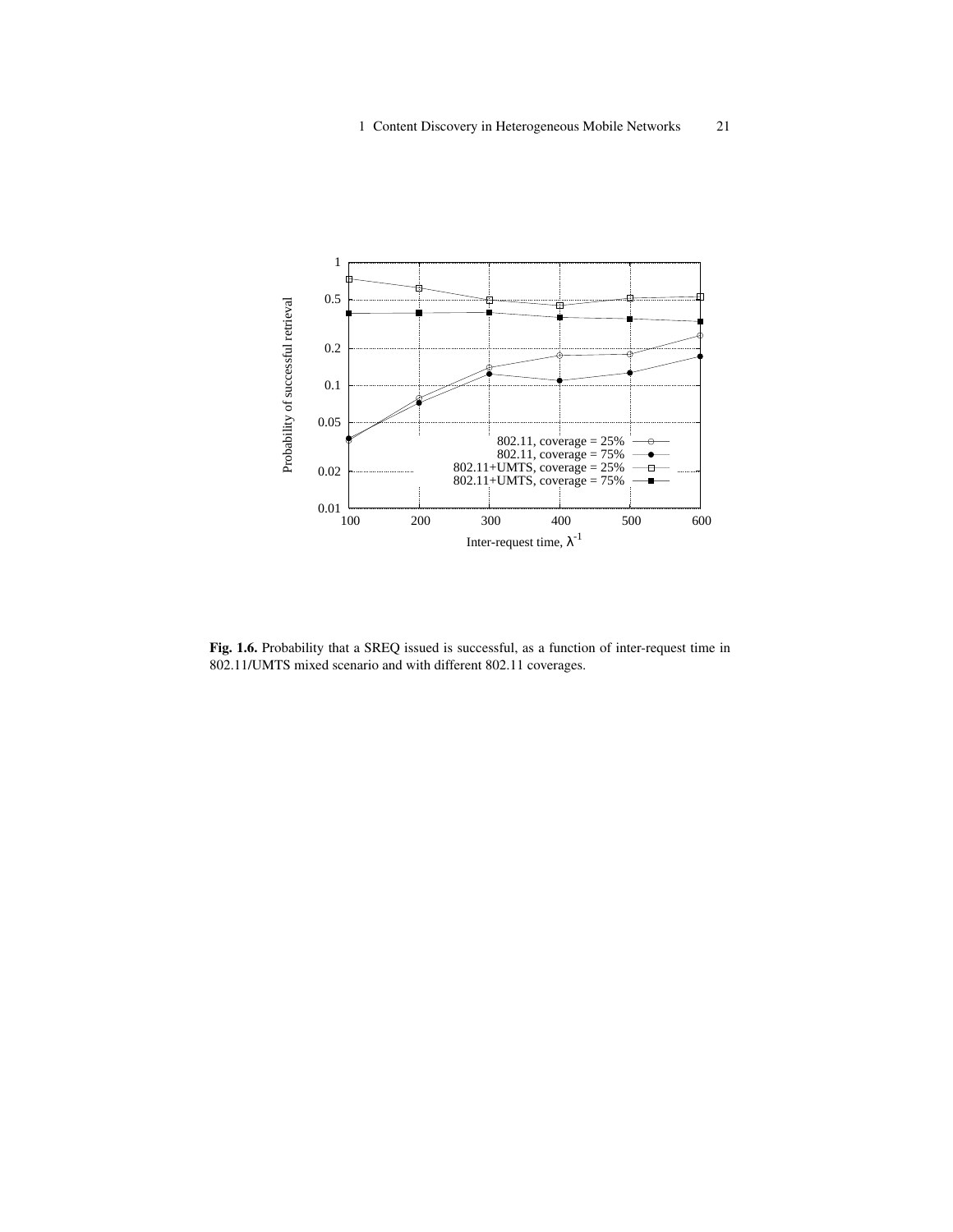**Fig. 1.6.** Probability that a SREQ issued is successful, as a function of inter-request time in 802.11/UMTS mixed scenario and with different 802.11 coverages.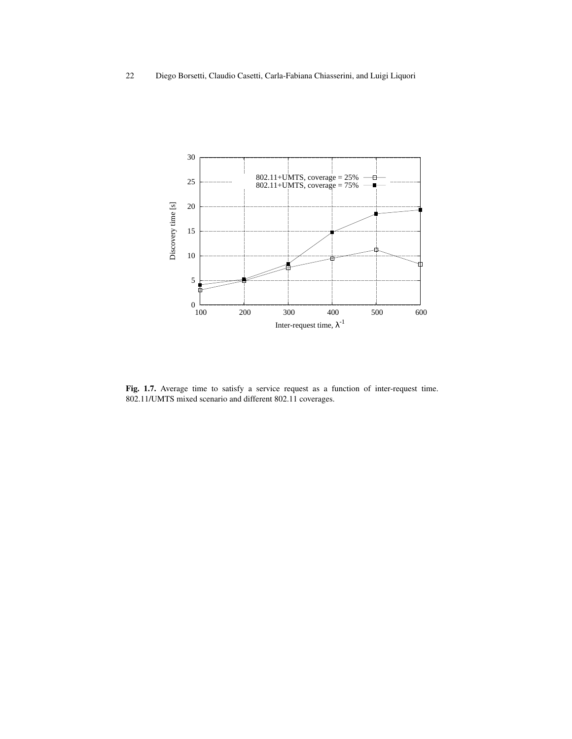30
25
20
15
10
5
0

100 200 300 400 500 600

Discovery time [s]

Inter-request time, $\lambda^{-1}$

802.11+UMTS, coverage = 25%
802.11+UMTS, coverage = 75%

**Fig. 1.7.** Average time to satisfy a service request as a function of inter-request time. 802.11/UMTS mixed scenario and different 802.11 coverages.